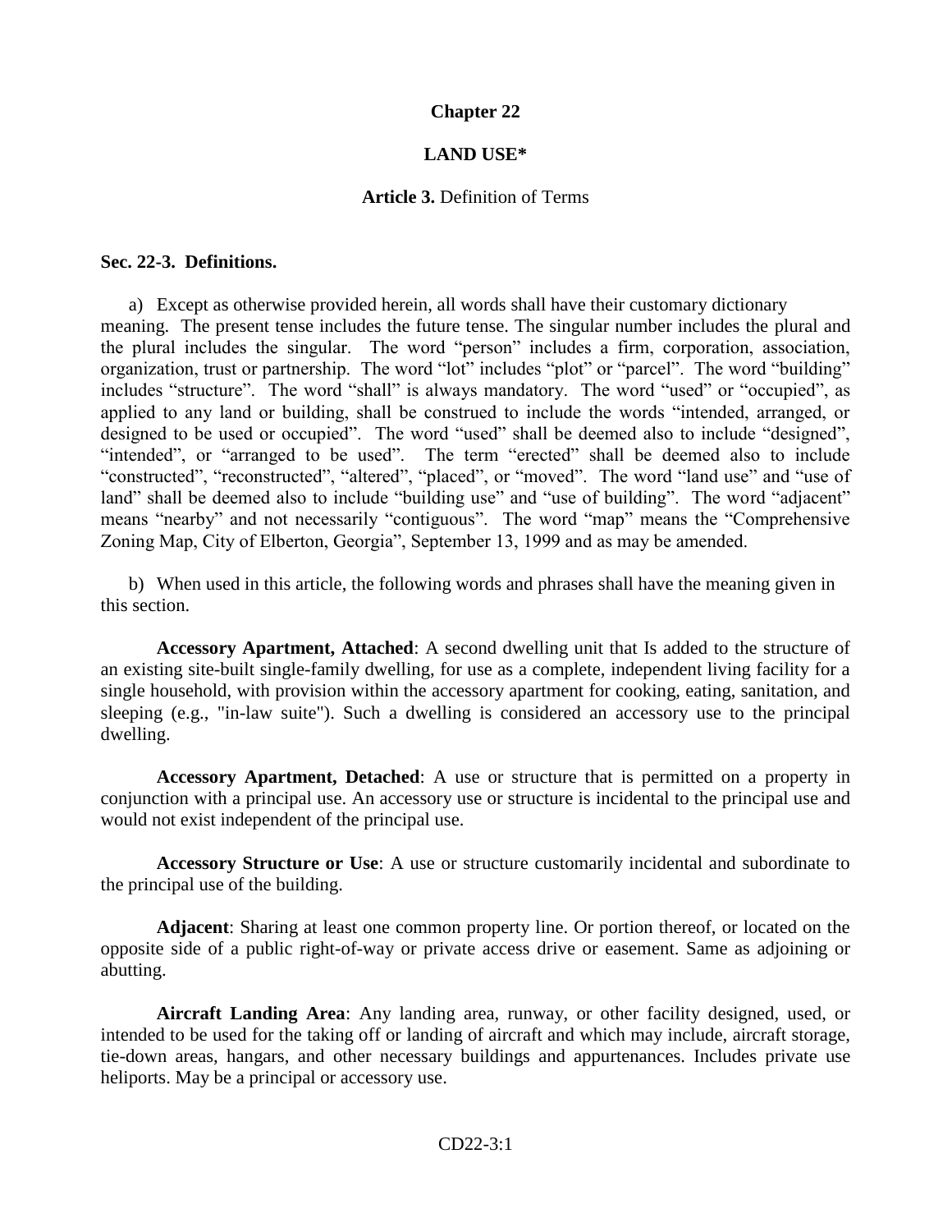# Chapter 22

## LAND USE*

### **Article 3.** Definition of Terms

**Sec. 22-3. Definitions.**

a) Except as otherwise provided herein, all words shall have their customary dictionary meaning. The present tense includes the future tense. The singular number includes the plural and the plural includes the singular. The word "person" includes a firm, corporation, association, organization, trust or partnership. The word "lot" includes "plot" or "parcel". The word "building" includes "structure". The word "shall" is always mandatory. The word "used" or "occupied", as applied to any land or building, shall be construed to include the words "intended, arranged, or designed to be used or occupied". The word "used" shall be deemed also to include "designed", "intended", or "arranged to be used". The term "erected" shall be deemed also to include "constructed", "reconstructed", "altered", "placed", or "moved". The word "land use" and "use of land" shall be deemed also to include "building use" and "use of building". The word "adjacent" means "nearby" and not necessarily "contiguous". The word "map" means the "Comprehensive Zoning Map, City of Elberton, Georgia", September 13, 1999 and as may be amended.

b) When used in this article, the following words and phrases shall have the meaning given in this section.

**Accessory Apartment, Attached**: A second dwelling unit that Is added to the structure of an existing site-built single-family dwelling, for use as a complete, independent living facility for a single household, with provision within the accessory apartment for cooking, eating, sanitation, and sleeping (e.g., "in-law suite"). Such a dwelling is considered an accessory use to the principal dwelling.

**Accessory Apartment, Detached**: A use or structure that is permitted on a property in conjunction with a principal use. An accessory use or structure is incidental to the principal use and would not exist independent of the principal use.

**Accessory Structure or Use**: A use or structure customarily incidental and subordinate to the principal use of the building.

**Adjacent**: Sharing at least one common property line. Or portion thereof, or located on the opposite side of a public right-of-way or private access drive or easement. Same as adjoining or abutting.

**Aircraft Landing Area**: Any landing area, runway, or other facility designed, used, or intended to be used for the taking off or landing of aircraft and which may include, aircraft storage, tie-down areas, hangars, and other necessary buildings and appurtenances. Includes private use heliports. May be a principal or accessory use.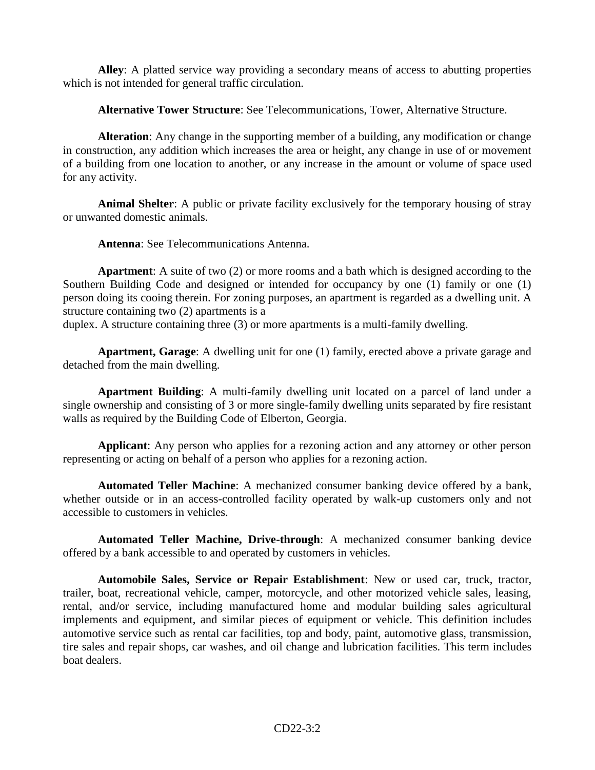**Alley**: A platted service way providing a secondary means of access to abutting properties which is not intended for general traffic circulation.

**Alternative Tower Structure**: See Telecommunications, Tower, Alternative Structure.

**Alteration**: Any change in the supporting member of a building, any modification or change in construction, any addition which increases the area or height, any change in use of or movement of a building from one location to another, or any increase in the amount or volume of space used for any activity.

**Animal Shelter**: A public or private facility exclusively for the temporary housing of stray or unwanted domestic animals.

**Antenna**: See Telecommunications Antenna.

**Apartment**: A suite of two (2) or more rooms and a bath which is designed according to the Southern Building Code and designed or intended for occupancy by one (1) family or one (1) person doing its cooing therein. For zoning purposes, an apartment is regarded as a dwelling unit. A structure containing two (2) apartments is a duplex. A structure containing three (3) or more apartments is a multi-family dwelling.

**Apartment, Garage**: A dwelling unit for one (1) family, erected above a private garage and detached from the main dwelling.

**Apartment Building**: A multi-family dwelling unit located on a parcel of land under a single ownership and consisting of 3 or more single-family dwelling units separated by fire resistant walls as required by the Building Code of Elberton, Georgia.

**Applicant**: Any person who applies for a rezoning action and any attorney or other person representing or acting on behalf of a person who applies for a rezoning action.

**Automated Teller Machine**: A mechanized consumer banking device offered by a bank, whether outside or in an access-controlled facility operated by walk-up customers only and not accessible to customers in vehicles.

**Automated Teller Machine, Drive-through**: A mechanized consumer banking device offered by a bank accessible to and operated by customers in vehicles.

**Automobile Sales, Service or Repair Establishment**: New or used car, truck, tractor, trailer, boat, recreational vehicle, camper, motorcycle, and other motorized vehicle sales, leasing, rental, and/or service, including manufactured home and modular building sales agricultural implements and equipment, and similar pieces of equipment or vehicle. This definition includes automotive service such as rental car facilities, top and body, paint, automotive glass, transmission, tire sales and repair shops, car washes, and oil change and lubrication facilities. This term includes boat dealers.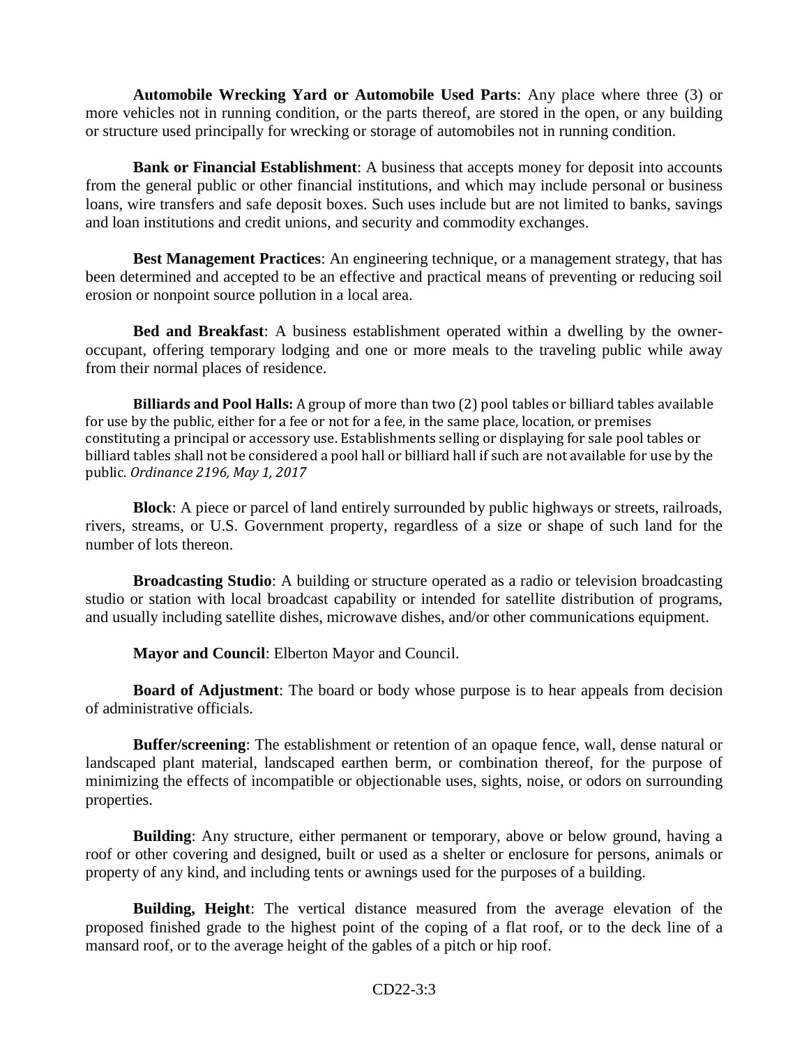**Automobile Wrecking Yard or Automobile Used Parts**: Any place where three (3) or more vehicles not in running condition, or the parts thereof, are stored in the open, or any building or structure used principally for wrecking or storage of automobiles not in running condition.

**Bank or Financial Establishment**: A business that accepts money for deposit into accounts from the general public or other financial institutions, and which may include personal or business loans, wire transfers and safe deposit boxes. Such uses include but are not limited to banks, savings and loan institutions and credit unions, and security and commodity exchanges.

**Best Management Practices**: An engineering technique, or a management strategy, that has been determined and accepted to be an effective and practical means of preventing or reducing soil erosion or nonpoint source pollution in a local area.

**Bed and Breakfast**: A business establishment operated within a dwelling by the owner-occupant, offering temporary lodging and one or more meals to the traveling public while away from their normal places of residence.

**Billiards and Pool Halls:** A group of more than two (2) pool tables or billiard tables available for use by the public, either for a fee or not for a fee, in the same place, location, or premises constituting a principal or accessory use. Establishments selling or displaying for sale pool tables or billiard tables shall not be considered a pool hall or billiard hall if such are not available for use by the public. *Ordinance 2196, May 1, 2017*

**Block**: A piece or parcel of land entirely surrounded by public highways or streets, railroads, rivers, streams, or U.S. Government property, regardless of a size or shape of such land for the number of lots thereon.

**Broadcasting Studio**: A building or structure operated as a radio or television broadcasting studio or station with local broadcast capability or intended for satellite distribution of programs, and usually including satellite dishes, microwave dishes, and/or other communications equipment.

**Mayor and Council**: Elberton Mayor and Council.

**Board of Adjustment**: The board or body whose purpose is to hear appeals from decision of administrative officials.

**Buffer/screening**: The establishment or retention of an opaque fence, wall, dense natural or landscaped plant material, landscaped earthen berm, or combination thereof, for the purpose of minimizing the effects of incompatible or objectionable uses, sights, noise, or odors on surrounding properties.

**Building**: Any structure, either permanent or temporary, above or below ground, having a roof or other covering and designed, built or used as a shelter or enclosure for persons, animals or property of any kind, and including tents or awnings used for the purposes of a building.

**Building, Height**: The vertical distance measured from the average elevation of the proposed finished grade to the highest point of the coping of a flat roof, or to the deck line of a mansard roof, or to the average height of the gables of a pitch or hip roof.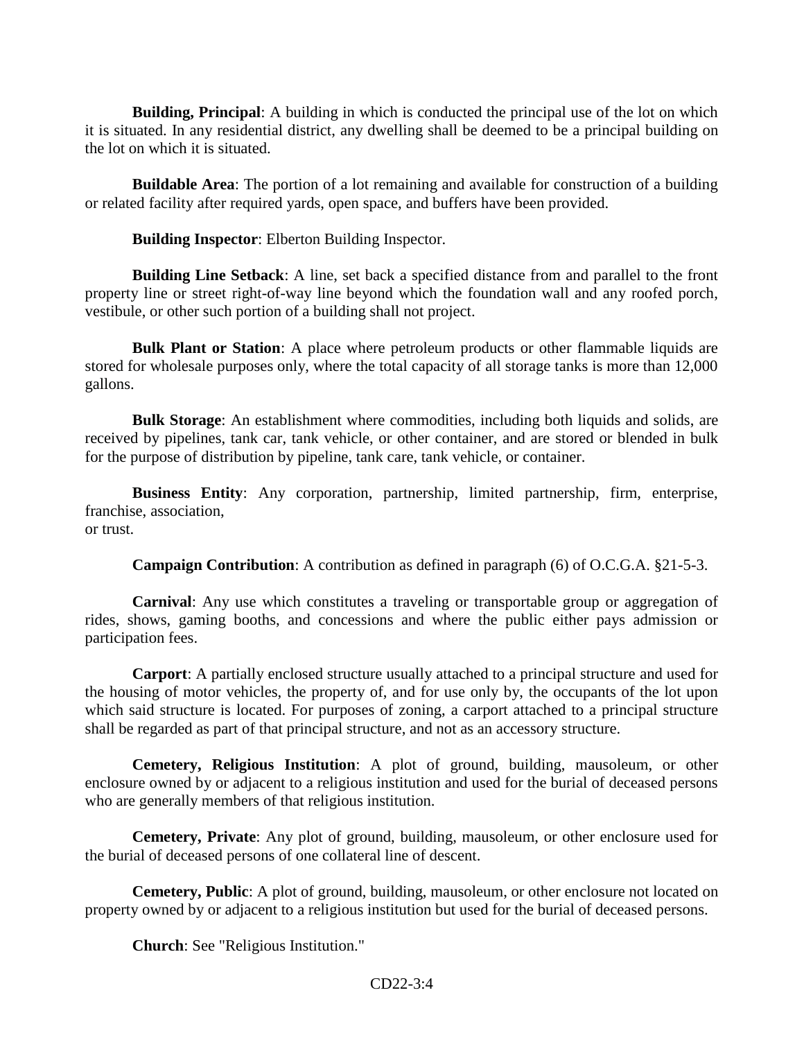**Building, Principal**: A building in which is conducted the principal use of the lot on which it is situated. In any residential district, any dwelling shall be deemed to be a principal building on the lot on which it is situated.

**Buildable Area**: The portion of a lot remaining and available for construction of a building or related facility after required yards, open space, and buffers have been provided.

**Building Inspector**: Elberton Building Inspector.

**Building Line Setback**: A line, set back a specified distance from and parallel to the front property line or street right-of-way line beyond which the foundation wall and any roofed porch, vestibule, or other such portion of a building shall not project.

**Bulk Plant or Station**: A place where petroleum products or other flammable liquids are stored for wholesale purposes only, where the total capacity of all storage tanks is more than 12,000 gallons.

**Bulk Storage**: An establishment where commodities, including both liquids and solids, are received by pipelines, tank car, tank vehicle, or other container, and are stored or blended in bulk for the purpose of distribution by pipeline, tank care, tank vehicle, or container.

**Business Entity**: Any corporation, partnership, limited partnership, firm, enterprise, franchise, association, or trust.

**Campaign Contribution**: A contribution as defined in paragraph (6) of O.C.G.A. §21-5-3.

**Carnival**: Any use which constitutes a traveling or transportable group or aggregation of rides, shows, gaming booths, and concessions and where the public either pays admission or participation fees.

**Carport**: A partially enclosed structure usually attached to a principal structure and used for the housing of motor vehicles, the property of, and for use only by, the occupants of the lot upon which said structure is located. For purposes of zoning, a carport attached to a principal structure shall be regarded as part of that principal structure, and not as an accessory structure.

**Cemetery, Religious Institution**: A plot of ground, building, mausoleum, or other enclosure owned by or adjacent to a religious institution and used for the burial of deceased persons who are generally members of that religious institution.

**Cemetery, Private**: Any plot of ground, building, mausoleum, or other enclosure used for the burial of deceased persons of one collateral line of descent.

**Cemetery, Public**: A plot of ground, building, mausoleum, or other enclosure not located on property owned by or adjacent to a religious institution but used for the burial of deceased persons.

**Church**: See "Religious Institution."

CD22-3:4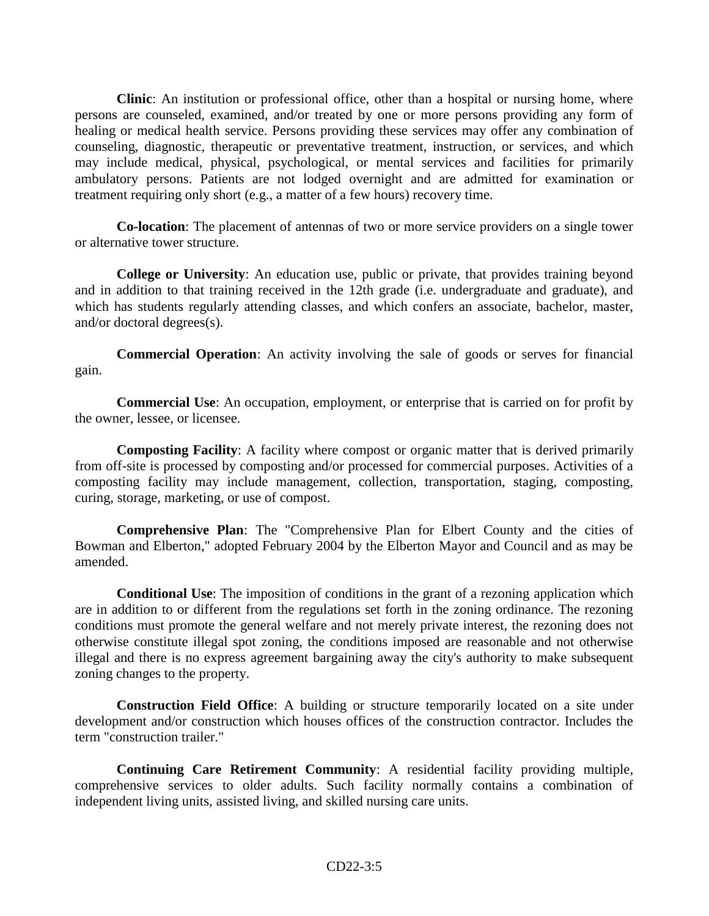**Clinic**: An institution or professional office, other than a hospital or nursing home, where persons are counseled, examined, and/or treated by one or more persons providing any form of healing or medical health service. Persons providing these services may offer any combination of counseling, diagnostic, therapeutic or preventative treatment, instruction, or services, and which may include medical, physical, psychological, or mental services and facilities for primarily ambulatory persons. Patients are not lodged overnight and are admitted for examination or treatment requiring only short (e.g., a matter of a few hours) recovery time.

**Co-location**: The placement of antennas of two or more service providers on a single tower or alternative tower structure.

**College or University**: An education use, public or private, that provides training beyond and in addition to that training received in the 12th grade (i.e. undergraduate and graduate), and which has students regularly attending classes, and which confers an associate, bachelor, master, and/or doctoral degrees(s).

**Commercial Operation**: An activity involving the sale of goods or serves for financial gain.

**Commercial Use**: An occupation, employment, or enterprise that is carried on for profit by the owner, lessee, or licensee.

**Composting Facility**: A facility where compost or organic matter that is derived primarily from off-site is processed by composting and/or processed for commercial purposes. Activities of a composting facility may include management, collection, transportation, staging, composting, curing, storage, marketing, or use of compost.

**Comprehensive Plan**: The "Comprehensive Plan for Elbert County and the cities of Bowman and Elberton," adopted February 2004 by the Elberton Mayor and Council and as may be amended.

**Conditional Use**: The imposition of conditions in the grant of a rezoning application which are in addition to or different from the regulations set forth in the zoning ordinance. The rezoning conditions must promote the general welfare and not merely private interest, the rezoning does not otherwise constitute illegal spot zoning, the conditions imposed are reasonable and not otherwise illegal and there is no express agreement bargaining away the city's authority to make subsequent zoning changes to the property.

**Construction Field Office**: A building or structure temporarily located on a site under development and/or construction which houses offices of the construction contractor. Includes the term "construction trailer."

**Continuing Care Retirement Community**: A residential facility providing multiple, comprehensive services to older adults. Such facility normally contains a combination of independent living units, assisted living, and skilled nursing care units.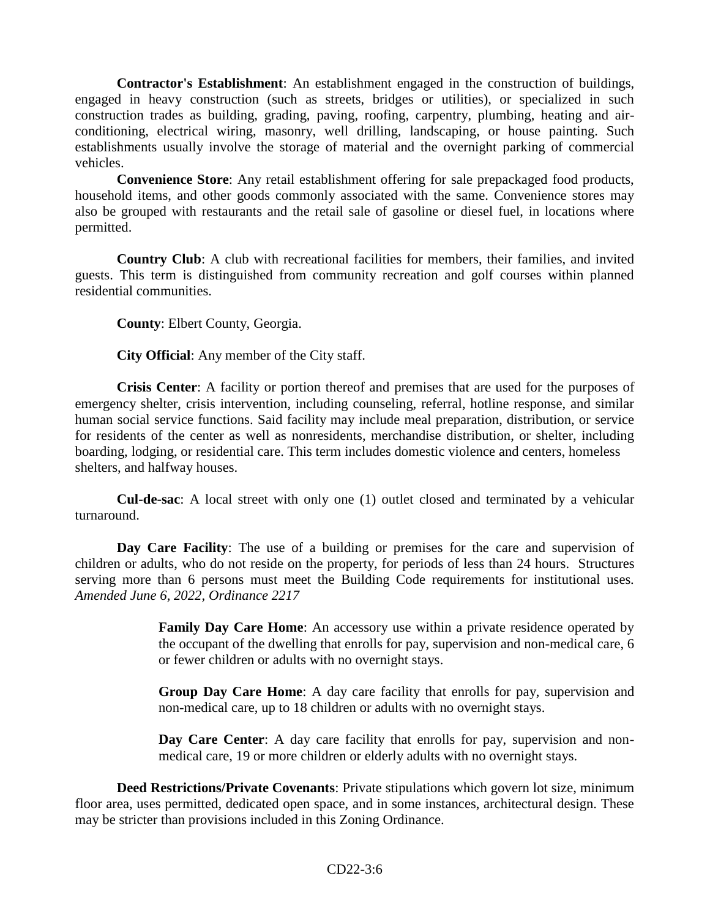**Contractor's Establishment**: An establishment engaged in the construction of buildings, engaged in heavy construction (such as streets, bridges or utilities), or specialized in such construction trades as building, grading, paving, roofing, carpentry, plumbing, heating and air-conditioning, electrical wiring, masonry, well drilling, landscaping, or house painting. Such establishments usually involve the storage of material and the overnight parking of commercial vehicles.

**Convenience Store**: Any retail establishment offering for sale prepackaged food products, household items, and other goods commonly associated with the same. Convenience stores may also be grouped with restaurants and the retail sale of gasoline or diesel fuel, in locations where permitted.

**Country Club**: A club with recreational facilities for members, their families, and invited guests. This term is distinguished from community recreation and golf courses within planned residential communities.

**County**: Elbert County, Georgia.

**City Official**: Any member of the City staff.

**Crisis Center**: A facility or portion thereof and premises that are used for the purposes of emergency shelter, crisis intervention, including counseling, referral, hotline response, and similar human social service functions. Said facility may include meal preparation, distribution, or service for residents of the center as well as nonresidents, merchandise distribution, or shelter, including boarding, lodging, or residential care. This term includes domestic violence and centers, homeless shelters, and halfway houses.

**Cul-de-sac**: A local street with only one (1) outlet closed and terminated by a vehicular turnaround.

**Day Care Facility**: The use of a building or premises for the care and supervision of children or adults, who do not reside on the property, for periods of less than 24 hours. Structures serving more than 6 persons must meet the Building Code requirements for institutional uses. *Amended June 6, 2022, Ordinance 2217*

> **Family Day Care Home**: An accessory use within a private residence operated by the occupant of the dwelling that enrolls for pay, supervision and non-medical care, 6 or fewer children or adults with no overnight stays.
>
> **Group Day Care Home**: A day care facility that enrolls for pay, supervision and non-medical care, up to 18 children or adults with no overnight stays.
>
> **Day Care Center**: A day care facility that enrolls for pay, supervision and non-medical care, 19 or more children or elderly adults with no overnight stays.

**Deed Restrictions/Private Covenants**: Private stipulations which govern lot size, minimum floor area, uses permitted, dedicated open space, and in some instances, architectural design. These may be stricter than provisions included in this Zoning Ordinance.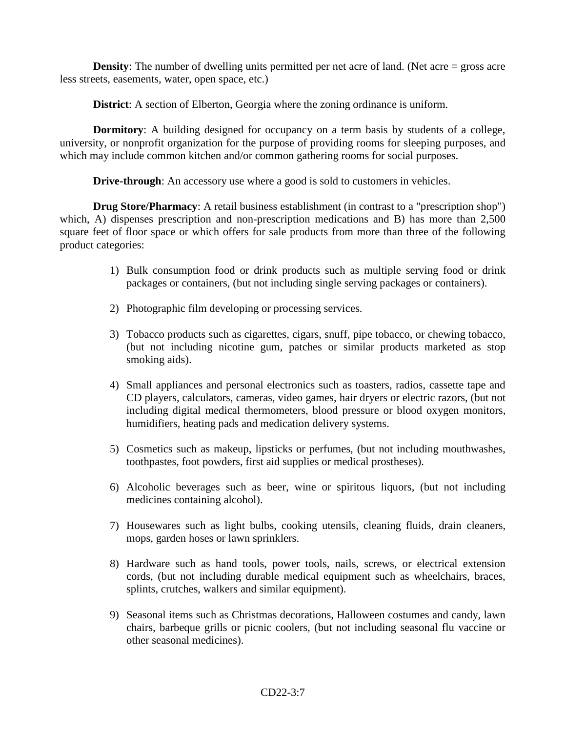**Density**: The number of dwelling units permitted per net acre of land. (Net acre = gross acre less streets, easements, water, open space, etc.)

**District**: A section of Elberton, Georgia where the zoning ordinance is uniform.

**Dormitory**: A building designed for occupancy on a term basis by students of a college, university, or nonprofit organization for the purpose of providing rooms for sleeping purposes, and which may include common kitchen and/or common gathering rooms for social purposes.

**Drive-through**: An accessory use where a good is sold to customers in vehicles.

**Drug Store/Pharmacy**: A retail business establishment (in contrast to a "prescription shop") which, A) dispenses prescription and non-prescription medications and B) has more than 2,500 square feet of floor space or which offers for sale products from more than three of the following product categories:

1) Bulk consumption food or drink products such as multiple serving food or drink packages or containers, (but not including single serving packages or containers).

2) Photographic film developing or processing services.

3) Tobacco products such as cigarettes, cigars, snuff, pipe tobacco, or chewing tobacco, (but not including nicotine gum, patches or similar products marketed as stop smoking aids).

4) Small appliances and personal electronics such as toasters, radios, cassette tape and CD players, calculators, cameras, video games, hair dryers or electric razors, (but not including digital medical thermometers, blood pressure or blood oxygen monitors, humidifiers, heating pads and medication delivery systems.

5) Cosmetics such as makeup, lipsticks or perfumes, (but not including mouthwashes, toothpastes, foot powders, first aid supplies or medical prostheses).

6) Alcoholic beverages such as beer, wine or spiritous liquors, (but not including medicines containing alcohol).

7) Housewares such as light bulbs, cooking utensils, cleaning fluids, drain cleaners, mops, garden hoses or lawn sprinklers.

8) Hardware such as hand tools, power tools, nails, screws, or electrical extension cords, (but not including durable medical equipment such as wheelchairs, braces, splints, crutches, walkers and similar equipment).

9) Seasonal items such as Christmas decorations, Halloween costumes and candy, lawn chairs, barbeque grills or picnic coolers, (but not including seasonal flu vaccine or other seasonal medicines).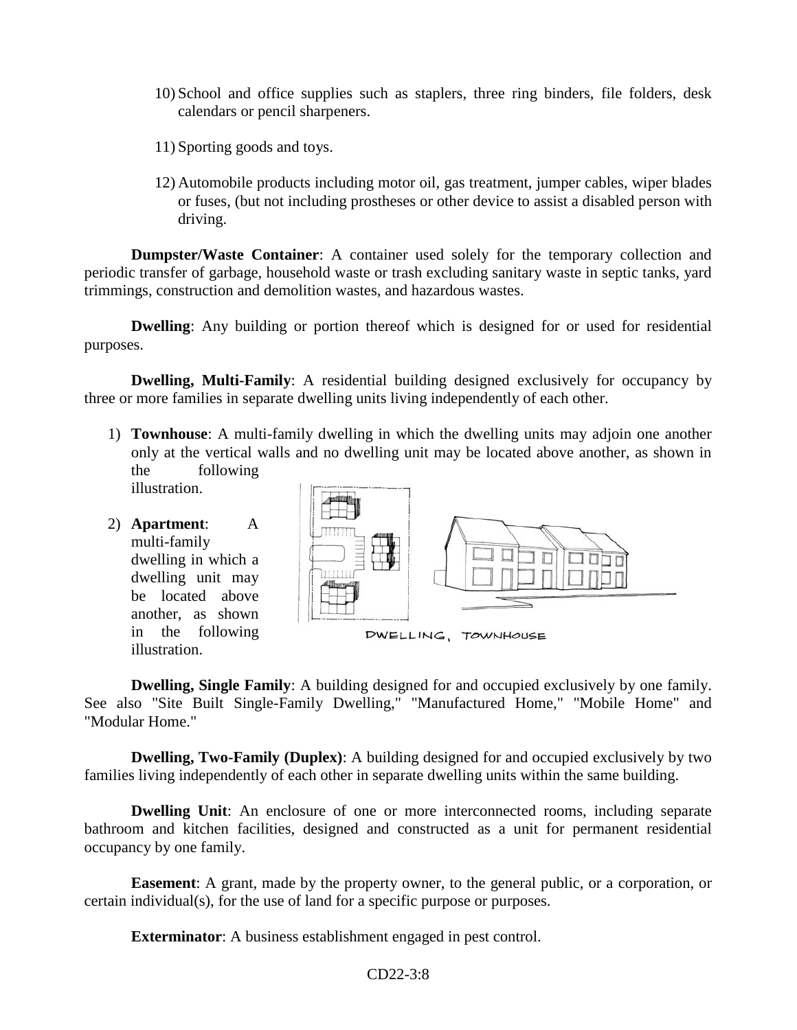10) School and office supplies such as staplers, three ring binders, file folders, desk calendars or pencil sharpeners.

11) Sporting goods and toys.

12) Automobile products including motor oil, gas treatment, jumper cables, wiper blades or fuses, (but not including prostheses or other device to assist a disabled person with driving.

**Dumpster/Waste Container**: A container used solely for the temporary collection and periodic transfer of garbage, household waste or trash excluding sanitary waste in septic tanks, yard trimmings, construction and demolition wastes, and hazardous wastes.

**Dwelling**: Any building or portion thereof which is designed for or used for residential purposes.

**Dwelling, Multi-Family**: A residential building designed exclusively for occupancy by three or more families in separate dwelling units living independently of each other.

1) **Townhouse**: A multi-family dwelling in which the dwelling units may adjoin one another only at the vertical walls and no dwelling unit may be located above another, as shown in the following illustration.

2) **Apartment**: A multi-family dwelling in which a dwelling unit may be located above another, as shown in the following illustration.

DWELLING, TOWNHOUSE

**Dwelling, Single Family**: A building designed for and occupied exclusively by one family. See also "Site Built Single-Family Dwelling," "Manufactured Home," "Mobile Home" and "Modular Home."

**Dwelling, Two-Family (Duplex)**: A building designed for and occupied exclusively by two families living independently of each other in separate dwelling units within the same building.

**Dwelling Unit**: An enclosure of one or more interconnected rooms, including separate bathroom and kitchen facilities, designed and constructed as a unit for permanent residential occupancy by one family.

**Easement**: A grant, made by the property owner, to the general public, or a corporation, or certain individual(s), for the use of land for a specific purpose or purposes.

**Exterminator**: A business establishment engaged in pest control.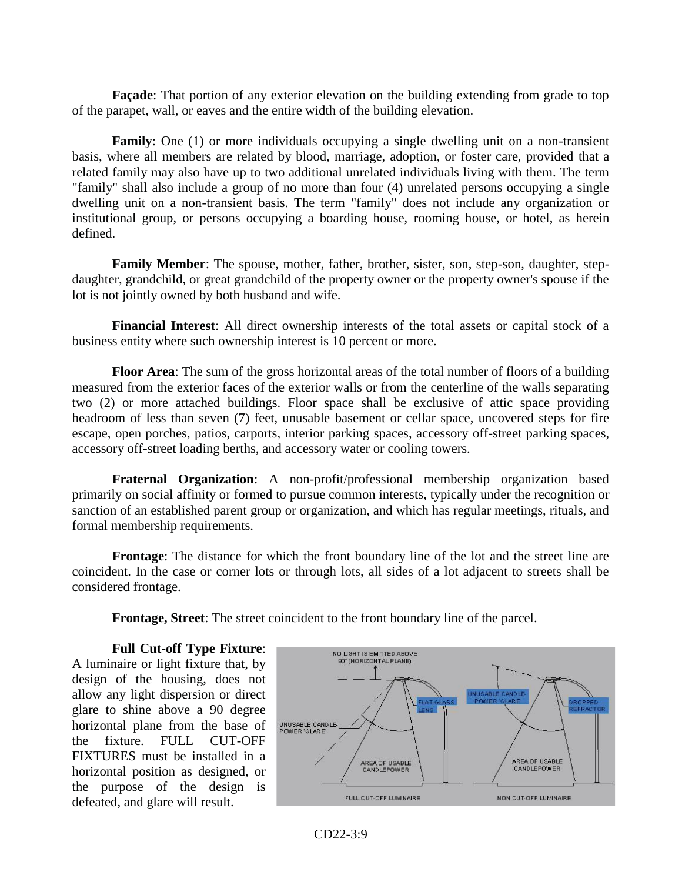**Façade**: That portion of any exterior elevation on the building extending from grade to top of the parapet, wall, or eaves and the entire width of the building elevation.

**Family**: One (1) or more individuals occupying a single dwelling unit on a non-transient basis, where all members are related by blood, marriage, adoption, or foster care, provided that a related family may also have up to two additional unrelated individuals living with them. The term "family" shall also include a group of no more than four (4) unrelated persons occupying a single dwelling unit on a non-transient basis. The term "family" does not include any organization or institutional group, or persons occupying a boarding house, rooming house, or hotel, as herein defined.

**Family Member**: The spouse, mother, father, brother, sister, son, step-son, daughter, step-daughter, grandchild, or great grandchild of the property owner or the property owner's spouse if the lot is not jointly owned by both husband and wife.

**Financial Interest**: All direct ownership interests of the total assets or capital stock of a business entity where such ownership interest is 10 percent or more.

**Floor Area**: The sum of the gross horizontal areas of the total number of floors of a building measured from the exterior faces of the exterior walls or from the centerline of the walls separating two (2) or more attached buildings. Floor space shall be exclusive of attic space providing headroom of less than seven (7) feet, unusable basement or cellar space, uncovered steps for fire escape, open porches, patios, carports, interior parking spaces, accessory off-street parking spaces, accessory off-street loading berths, and accessory water or cooling towers.

**Fraternal Organization**: A non-profit/professional membership organization based primarily on social affinity or formed to pursue common interests, typically under the recognition or sanction of an established parent group or organization, and which has regular meetings, rituals, and formal membership requirements.

**Frontage**: The distance for which the front boundary line of the lot and the street line are coincident. In the case or corner lots or through lots, all sides of a lot adjacent to streets shall be considered frontage.

**Frontage, Street**: The street coincident to the front boundary line of the parcel.

**Full Cut-off Type Fixture**: A luminaire or light fixture that, by design of the housing, does not allow any light dispersion or direct glare to shine above a 90 degree horizontal plane from the base of the fixture. FULL CUT-OFF FIXTURES must be installed in a horizontal position as designed, or the purpose of the design is defeated, and glare will result.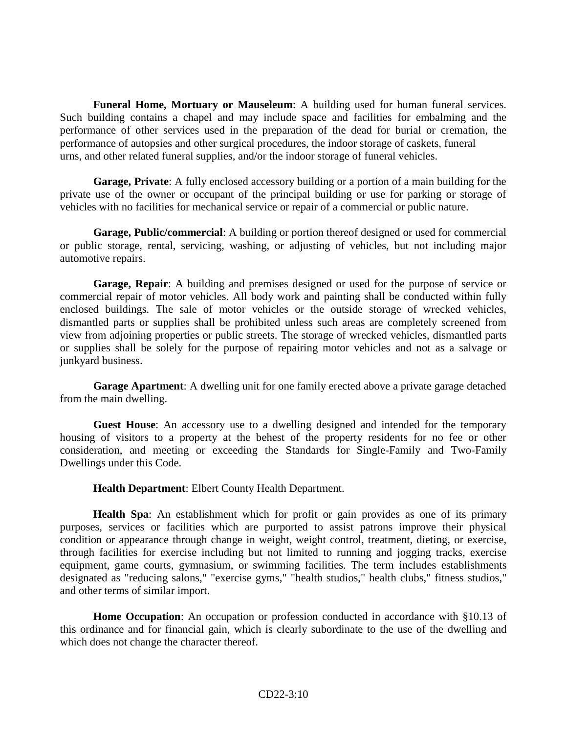**Funeral Home, Mortuary or Mauseleum**: A building used for human funeral services. Such building contains a chapel and may include space and facilities for embalming and the performance of other services used in the preparation of the dead for burial or cremation, the performance of autopsies and other surgical procedures, the indoor storage of caskets, funeral urns, and other related funeral supplies, and/or the indoor storage of funeral vehicles.

**Garage, Private**: A fully enclosed accessory building or a portion of a main building for the private use of the owner or occupant of the principal building or use for parking or storage of vehicles with no facilities for mechanical service or repair of a commercial or public nature.

**Garage, Public/commercial**: A building or portion thereof designed or used for commercial or public storage, rental, servicing, washing, or adjusting of vehicles, but not including major automotive repairs.

**Garage, Repair**: A building and premises designed or used for the purpose of service or commercial repair of motor vehicles. All body work and painting shall be conducted within fully enclosed buildings. The sale of motor vehicles or the outside storage of wrecked vehicles, dismantled parts or supplies shall be prohibited unless such areas are completely screened from view from adjoining properties or public streets. The storage of wrecked vehicles, dismantled parts or supplies shall be solely for the purpose of repairing motor vehicles and not as a salvage or junkyard business.

**Garage Apartment**: A dwelling unit for one family erected above a private garage detached from the main dwelling.

**Guest House**: An accessory use to a dwelling designed and intended for the temporary housing of visitors to a property at the behest of the property residents for no fee or other consideration, and meeting or exceeding the Standards for Single-Family and Two-Family Dwellings under this Code.

**Health Department**: Elbert County Health Department.

**Health Spa**: An establishment which for profit or gain provides as one of its primary purposes, services or facilities which are purported to assist patrons improve their physical condition or appearance through change in weight, weight control, treatment, dieting, or exercise, through facilities for exercise including but not limited to running and jogging tracks, exercise equipment, game courts, gymnasium, or swimming facilities. The term includes establishments designated as "reducing salons," "exercise gyms," "health studios," health clubs," fitness studios," and other terms of similar import.

**Home Occupation**: An occupation or profession conducted in accordance with §10.13 of this ordinance and for financial gain, which is clearly subordinate to the use of the dwelling and which does not change the character thereof.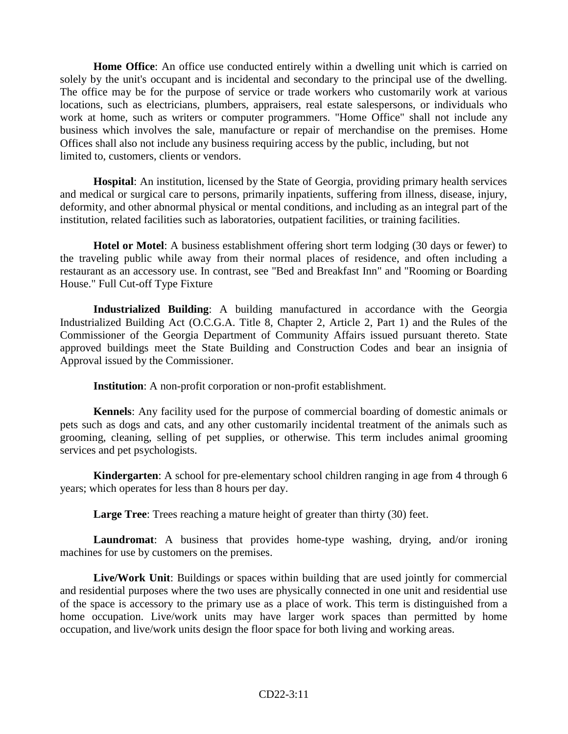**Home Office**: An office use conducted entirely within a dwelling unit which is carried on solely by the unit's occupant and is incidental and secondary to the principal use of the dwelling. The office may be for the purpose of service or trade workers who customarily work at various locations, such as electricians, plumbers, appraisers, real estate salespersons, or individuals who work at home, such as writers or computer programmers. "Home Office" shall not include any business which involves the sale, manufacture or repair of merchandise on the premises. Home Offices shall also not include any business requiring access by the public, including, but not limited to, customers, clients or vendors.

**Hospital**: An institution, licensed by the State of Georgia, providing primary health services and medical or surgical care to persons, primarily inpatients, suffering from illness, disease, injury, deformity, and other abnormal physical or mental conditions, and including as an integral part of the institution, related facilities such as laboratories, outpatient facilities, or training facilities.

**Hotel or Motel**: A business establishment offering short term lodging (30 days or fewer) to the traveling public while away from their normal places of residence, and often including a restaurant as an accessory use. In contrast, see "Bed and Breakfast Inn" and "Rooming or Boarding House." Full Cut-off Type Fixture

**Industrialized Building**: A building manufactured in accordance with the Georgia Industrialized Building Act (O.C.G.A. Title 8, Chapter 2, Article 2, Part 1) and the Rules of the Commissioner of the Georgia Department of Community Affairs issued pursuant thereto. State approved buildings meet the State Building and Construction Codes and bear an insignia of Approval issued by the Commissioner.

**Institution**: A non-profit corporation or non-profit establishment.

**Kennels**: Any facility used for the purpose of commercial boarding of domestic animals or pets such as dogs and cats, and any other customarily incidental treatment of the animals such as grooming, cleaning, selling of pet supplies, or otherwise. This term includes animal grooming services and pet psychologists.

**Kindergarten**: A school for pre-elementary school children ranging in age from 4 through 6 years; which operates for less than 8 hours per day.

**Large Tree**: Trees reaching a mature height of greater than thirty (30) feet.

**Laundromat**: A business that provides home-type washing, drying, and/or ironing machines for use by customers on the premises.

**Live/Work Unit**: Buildings or spaces within building that are used jointly for commercial and residential purposes where the two uses are physically connected in one unit and residential use of the space is accessory to the primary use as a place of work. This term is distinguished from a home occupation. Live/work units may have larger work spaces than permitted by home occupation, and live/work units design the floor space for both living and working areas.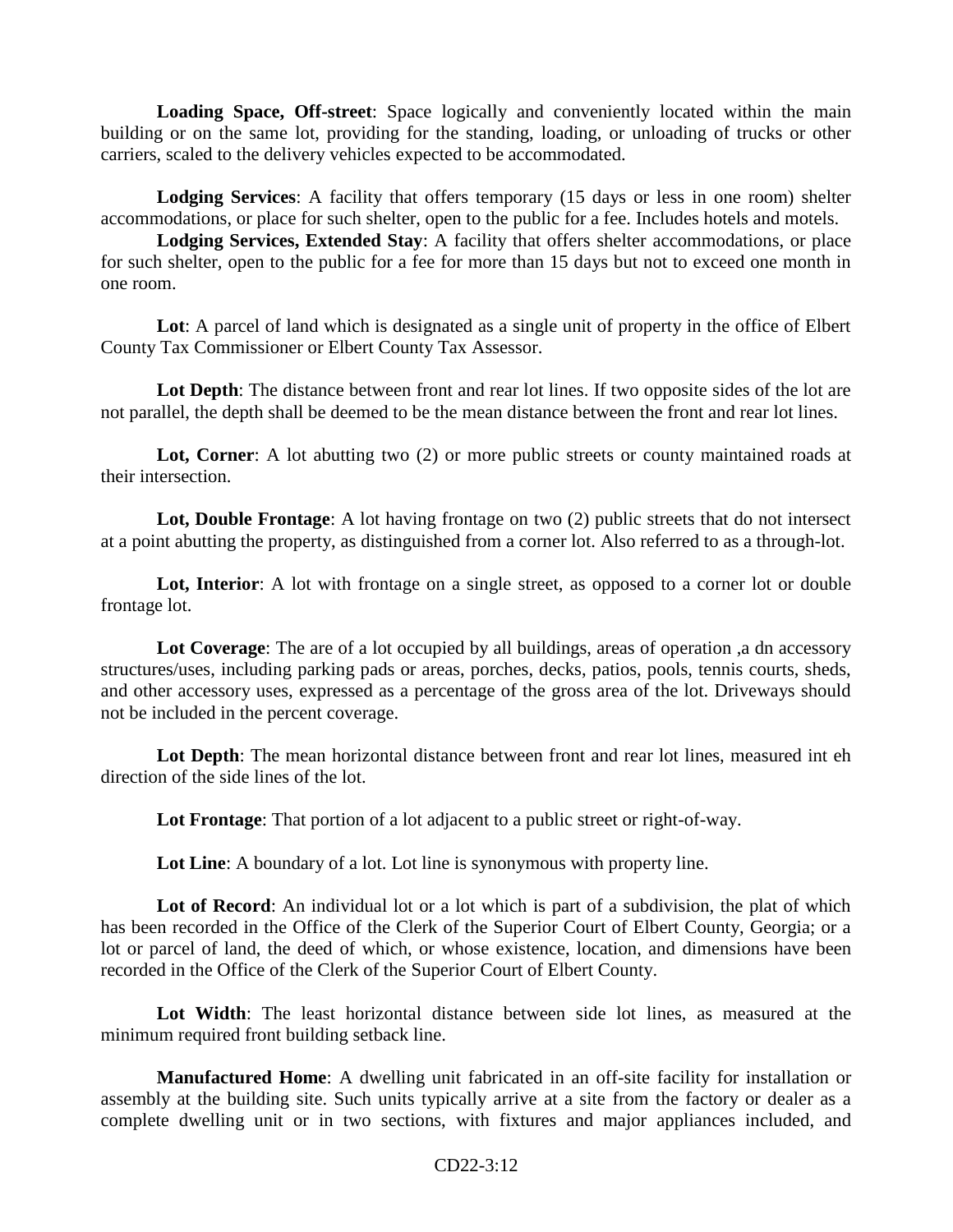**Loading Space, Off-street**: Space logically and conveniently located within the main building or on the same lot, providing for the standing, loading, or unloading of trucks or other carriers, scaled to the delivery vehicles expected to be accommodated.

**Lodging Services**: A facility that offers temporary (15 days or less in one room) shelter accommodations, or place for such shelter, open to the public for a fee. Includes hotels and motels.

**Lodging Services, Extended Stay**: A facility that offers shelter accommodations, or place for such shelter, open to the public for a fee for more than 15 days but not to exceed one month in one room.

**Lot**: A parcel of land which is designated as a single unit of property in the office of Elbert County Tax Commissioner or Elbert County Tax Assessor.

**Lot Depth**: The distance between front and rear lot lines. If two opposite sides of the lot are not parallel, the depth shall be deemed to be the mean distance between the front and rear lot lines.

**Lot, Corner**: A lot abutting two (2) or more public streets or county maintained roads at their intersection.

**Lot, Double Frontage**: A lot having frontage on two (2) public streets that do not intersect at a point abutting the property, as distinguished from a corner lot. Also referred to as a through-lot.

**Lot, Interior**: A lot with frontage on a single street, as opposed to a corner lot or double frontage lot.

**Lot Coverage**: The are of a lot occupied by all buildings, areas of operation ,a dn accessory structures/uses, including parking pads or areas, porches, decks, patios, pools, tennis courts, sheds, and other accessory uses, expressed as a percentage of the gross area of the lot. Driveways should not be included in the percent coverage.

**Lot Depth**: The mean horizontal distance between front and rear lot lines, measured int eh direction of the side lines of the lot.

**Lot Frontage**: That portion of a lot adjacent to a public street or right-of-way.

**Lot Line**: A boundary of a lot. Lot line is synonymous with property line.

**Lot of Record**: An individual lot or a lot which is part of a subdivision, the plat of which has been recorded in the Office of the Clerk of the Superior Court of Elbert County, Georgia; or a lot or parcel of land, the deed of which, or whose existence, location, and dimensions have been recorded in the Office of the Clerk of the Superior Court of Elbert County.

**Lot Width**: The least horizontal distance between side lot lines, as measured at the minimum required front building setback line.

**Manufactured Home**: A dwelling unit fabricated in an off-site facility for installation or assembly at the building site. Such units typically arrive at a site from the factory or dealer as a complete dwelling unit or in two sections, with fixtures and major appliances included, and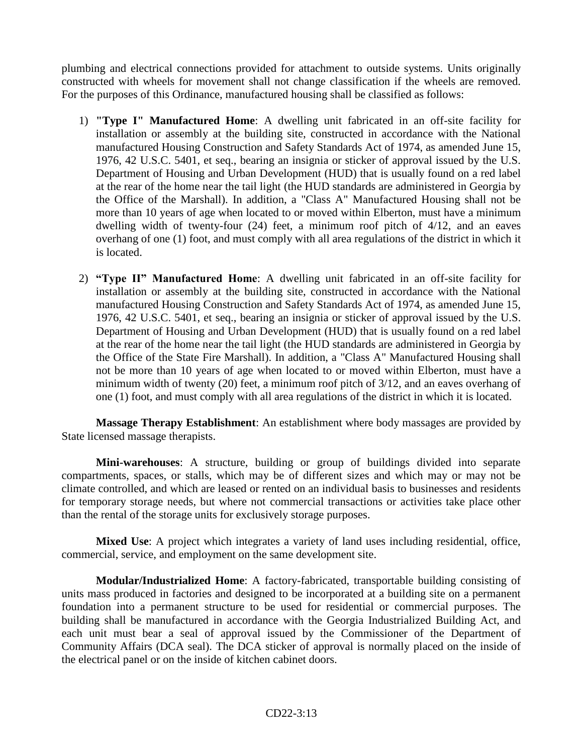plumbing and electrical connections provided for attachment to outside systems. Units originally constructed with wheels for movement shall not change classification if the wheels are removed. For the purposes of this Ordinance, manufactured housing shall be classified as follows:

1) **"Type I" Manufactured Home**: A dwelling unit fabricated in an off-site facility for installation or assembly at the building site, constructed in accordance with the National manufactured Housing Construction and Safety Standards Act of 1974, as amended June 15, 1976, 42 U.S.C. 5401, et seq., bearing an insignia or sticker of approval issued by the U.S. Department of Housing and Urban Development (HUD) that is usually found on a red label at the rear of the home near the tail light (the HUD standards are administered in Georgia by the Office of the Marshall). In addition, a "Class A" Manufactured Housing shall not be more than 10 years of age when located to or moved within Elberton, must have a minimum dwelling width of twenty-four (24) feet, a minimum roof pitch of 4/12, and an eaves overhang of one (1) foot, and must comply with all area regulations of the district in which it is located.

2) **"Type II" Manufactured Home**: A dwelling unit fabricated in an off-site facility for installation or assembly at the building site, constructed in accordance with the National manufactured Housing Construction and Safety Standards Act of 1974, as amended June 15, 1976, 42 U.S.C. 5401, et seq., bearing an insignia or sticker of approval issued by the U.S. Department of Housing and Urban Development (HUD) that is usually found on a red label at the rear of the home near the tail light (the HUD standards are administered in Georgia by the Office of the State Fire Marshall). In addition, a "Class A" Manufactured Housing shall not be more than 10 years of age when located to or moved within Elberton, must have a minimum width of twenty (20) feet, a minimum roof pitch of 3/12, and an eaves overhang of one (1) foot, and must comply with all area regulations of the district in which it is located.

**Massage Therapy Establishment**: An establishment where body massages are provided by State licensed massage therapists.

**Mini-warehouses**: A structure, building or group of buildings divided into separate compartments, spaces, or stalls, which may be of different sizes and which may or may not be climate controlled, and which are leased or rented on an individual basis to businesses and residents for temporary storage needs, but where not commercial transactions or activities take place other than the rental of the storage units for exclusively storage purposes.

**Mixed Use**: A project which integrates a variety of land uses including residential, office, commercial, service, and employment on the same development site.

**Modular/Industrialized Home**: A factory-fabricated, transportable building consisting of units mass produced in factories and designed to be incorporated at a building site on a permanent foundation into a permanent structure to be used for residential or commercial purposes. The building shall be manufactured in accordance with the Georgia Industrialized Building Act, and each unit must bear a seal of approval issued by the Commissioner of the Department of Community Affairs (DCA seal). The DCA sticker of approval is normally placed on the inside of the electrical panel or on the inside of kitchen cabinet doors.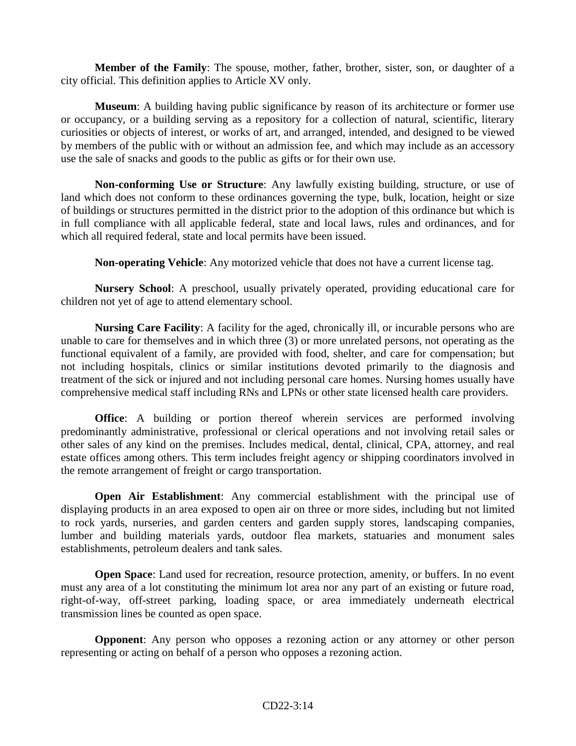**Member of the Family**: The spouse, mother, father, brother, sister, son, or daughter of a city official. This definition applies to Article XV only.

**Museum**: A building having public significance by reason of its architecture or former use or occupancy, or a building serving as a repository for a collection of natural, scientific, literary curiosities or objects of interest, or works of art, and arranged, intended, and designed to be viewed by members of the public with or without an admission fee, and which may include as an accessory use the sale of snacks and goods to the public as gifts or for their own use.

**Non-conforming Use or Structure**: Any lawfully existing building, structure, or use of land which does not conform to these ordinances governing the type, bulk, location, height or size of buildings or structures permitted in the district prior to the adoption of this ordinance but which is in full compliance with all applicable federal, state and local laws, rules and ordinances, and for which all required federal, state and local permits have been issued.

**Non-operating Vehicle**: Any motorized vehicle that does not have a current license tag.

**Nursery School**: A preschool, usually privately operated, providing educational care for children not yet of age to attend elementary school.

**Nursing Care Facility**: A facility for the aged, chronically ill, or incurable persons who are unable to care for themselves and in which three (3) or more unrelated persons, not operating as the functional equivalent of a family, are provided with food, shelter, and care for compensation; but not including hospitals, clinics or similar institutions devoted primarily to the diagnosis and treatment of the sick or injured and not including personal care homes. Nursing homes usually have comprehensive medical staff including RNs and LPNs or other state licensed health care providers.

**Office**: A building or portion thereof wherein services are performed involving predominantly administrative, professional or clerical operations and not involving retail sales or other sales of any kind on the premises. Includes medical, dental, clinical, CPA, attorney, and real estate offices among others. This term includes freight agency or shipping coordinators involved in the remote arrangement of freight or cargo transportation.

**Open Air Establishment**: Any commercial establishment with the principal use of displaying products in an area exposed to open air on three or more sides, including but not limited to rock yards, nurseries, and garden centers and garden supply stores, landscaping companies, lumber and building materials yards, outdoor flea markets, statuaries and monument sales establishments, petroleum dealers and tank sales.

**Open Space**: Land used for recreation, resource protection, amenity, or buffers. In no event must any area of a lot constituting the minimum lot area nor any part of an existing or future road, right-of-way, off-street parking, loading space, or area immediately underneath electrical transmission lines be counted as open space.

**Opponent**: Any person who opposes a rezoning action or any attorney or other person representing or acting on behalf of a person who opposes a rezoning action.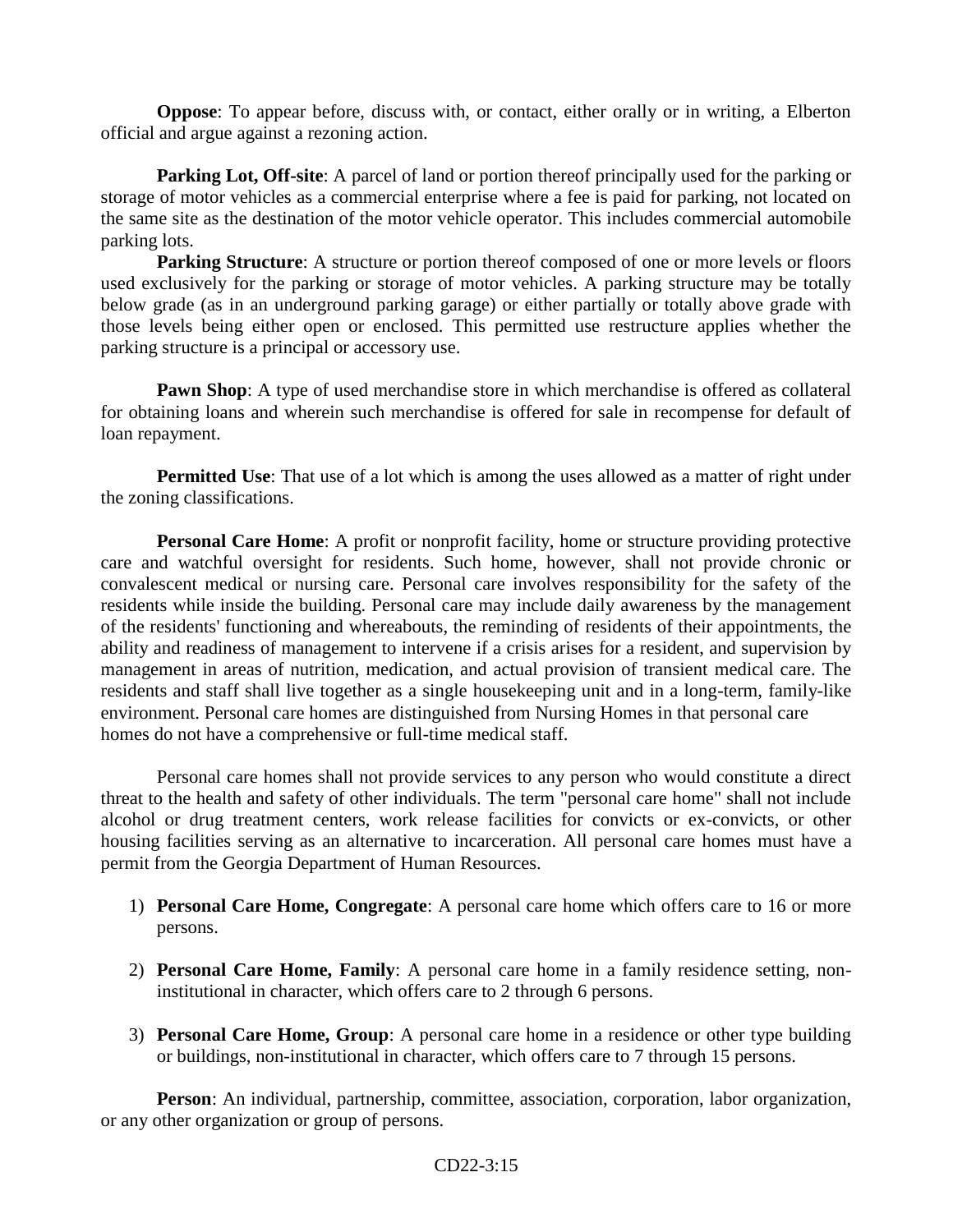**Oppose**: To appear before, discuss with, or contact, either orally or in writing, a Elberton official and argue against a rezoning action.

**Parking Lot, Off-site**: A parcel of land or portion thereof principally used for the parking or storage of motor vehicles as a commercial enterprise where a fee is paid for parking, not located on the same site as the destination of the motor vehicle operator. This includes commercial automobile parking lots.

**Parking Structure**: A structure or portion thereof composed of one or more levels or floors used exclusively for the parking or storage of motor vehicles. A parking structure may be totally below grade (as in an underground parking garage) or either partially or totally above grade with those levels being either open or enclosed. This permitted use restructure applies whether the parking structure is a principal or accessory use.

**Pawn Shop**: A type of used merchandise store in which merchandise is offered as collateral for obtaining loans and wherein such merchandise is offered for sale in recompense for default of loan repayment.

**Permitted Use**: That use of a lot which is among the uses allowed as a matter of right under the zoning classifications.

**Personal Care Home**: A profit or nonprofit facility, home or structure providing protective care and watchful oversight for residents. Such home, however, shall not provide chronic or convalescent medical or nursing care. Personal care involves responsibility for the safety of the residents while inside the building. Personal care may include daily awareness by the management of the residents' functioning and whereabouts, the reminding of residents of their appointments, the ability and readiness of management to intervene if a crisis arises for a resident, and supervision by management in areas of nutrition, medication, and actual provision of transient medical care. The residents and staff shall live together as a single housekeeping unit and in a long-term, family-like environment. Personal care homes are distinguished from Nursing Homes in that personal care homes do not have a comprehensive or full-time medical staff.

Personal care homes shall not provide services to any person who would constitute a direct threat to the health and safety of other individuals. The term "personal care home" shall not include alcohol or drug treatment centers, work release facilities for convicts or ex-convicts, or other housing facilities serving as an alternative to incarceration. All personal care homes must have a permit from the Georgia Department of Human Resources.

1) **Personal Care Home, Congregate**: A personal care home which offers care to 16 or more persons.
2) **Personal Care Home, Family**: A personal care home in a family residence setting, non-institutional in character, which offers care to 2 through 6 persons.
3) **Personal Care Home, Group**: A personal care home in a residence or other type building or buildings, non-institutional in character, which offers care to 7 through 15 persons.

**Person**: An individual, partnership, committee, association, corporation, labor organization, or any other organization or group of persons.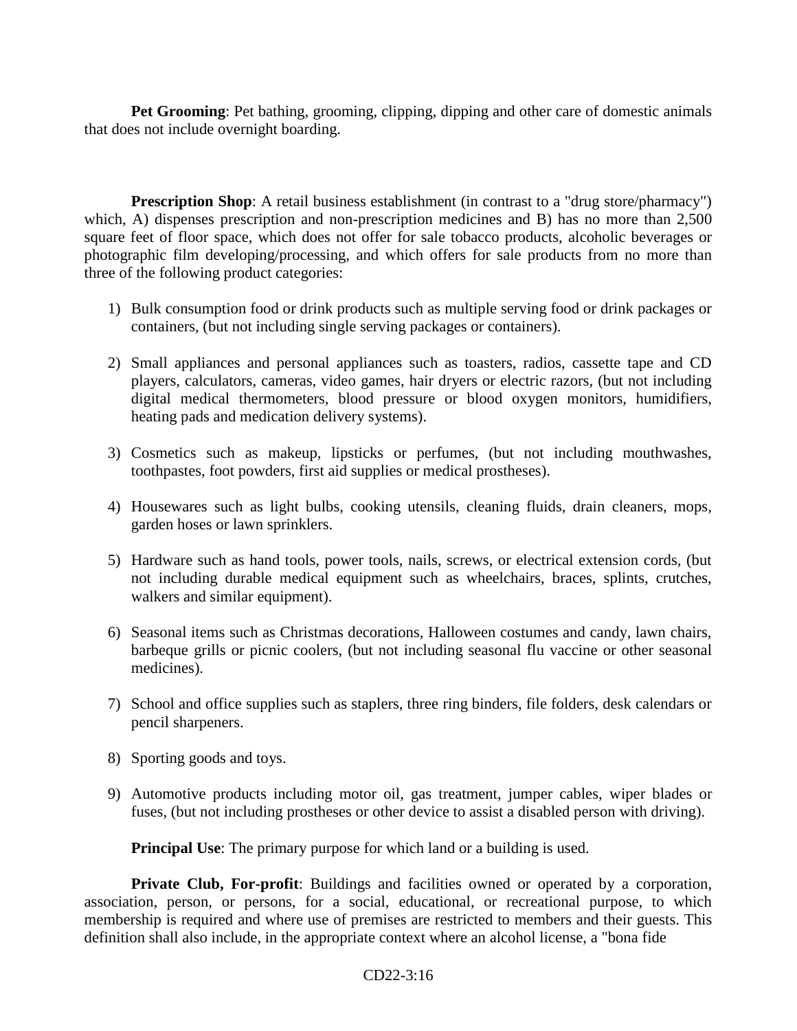**Pet Grooming**: Pet bathing, grooming, clipping, dipping and other care of domestic animals that does not include overnight boarding.

**Prescription Shop**: A retail business establishment (in contrast to a "drug store/pharmacy") which, A) dispenses prescription and non-prescription medicines and B) has no more than 2,500 square feet of floor space, which does not offer for sale tobacco products, alcoholic beverages or photographic film developing/processing, and which offers for sale products from no more than three of the following product categories:

1) Bulk consumption food or drink products such as multiple serving food or drink packages or containers, (but not including single serving packages or containers).

2) Small appliances and personal appliances such as toasters, radios, cassette tape and CD players, calculators, cameras, video games, hair dryers or electric razors, (but not including digital medical thermometers, blood pressure or blood oxygen monitors, humidifiers, heating pads and medication delivery systems).

3) Cosmetics such as makeup, lipsticks or perfumes, (but not including mouthwashes, toothpastes, foot powders, first aid supplies or medical prostheses).

4) Housewares such as light bulbs, cooking utensils, cleaning fluids, drain cleaners, mops, garden hoses or lawn sprinklers.

5) Hardware such as hand tools, power tools, nails, screws, or electrical extension cords, (but not including durable medical equipment such as wheelchairs, braces, splints, crutches, walkers and similar equipment).

6) Seasonal items such as Christmas decorations, Halloween costumes and candy, lawn chairs, barbeque grills or picnic coolers, (but not including seasonal flu vaccine or other seasonal medicines).

7) School and office supplies such as staplers, three ring binders, file folders, desk calendars or pencil sharpeners.

8) Sporting goods and toys.

9) Automotive products including motor oil, gas treatment, jumper cables, wiper blades or fuses, (but not including prostheses or other device to assist a disabled person with driving).

**Principal Use**: The primary purpose for which land or a building is used.

**Private Club, For-profit**: Buildings and facilities owned or operated by a corporation, association, person, or persons, for a social, educational, or recreational purpose, to which membership is required and where use of premises are restricted to members and their guests. This definition shall also include, in the appropriate context where an alcohol license, a "bona fide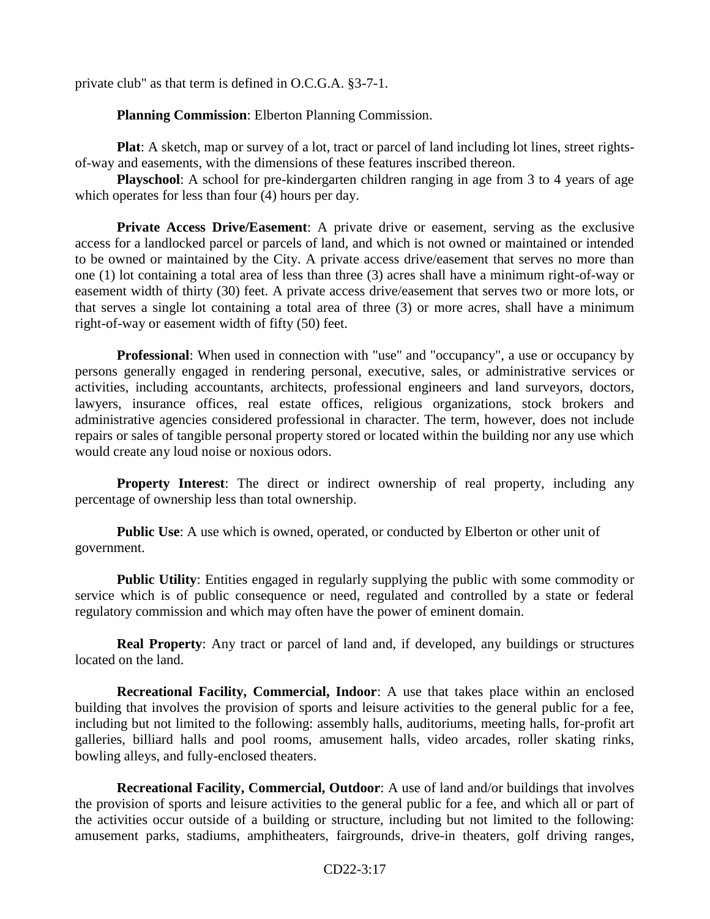private club" as that term is defined in O.C.G.A. §3-7-1.

**Planning Commission**: Elberton Planning Commission.

**Plat**: A sketch, map or survey of a lot, tract or parcel of land including lot lines, street rights-of-way and easements, with the dimensions of these features inscribed thereon.

**Playschool**: A school for pre-kindergarten children ranging in age from 3 to 4 years of age which operates for less than four (4) hours per day.

**Private Access Drive/Easement**: A private drive or easement, serving as the exclusive access for a landlocked parcel or parcels of land, and which is not owned or maintained or intended to be owned or maintained by the City. A private access drive/easement that serves no more than one (1) lot containing a total area of less than three (3) acres shall have a minimum right-of-way or easement width of thirty (30) feet. A private access drive/easement that serves two or more lots, or that serves a single lot containing a total area of three (3) or more acres, shall have a minimum right-of-way or easement width of fifty (50) feet.

**Professional**: When used in connection with "use" and "occupancy", a use or occupancy by persons generally engaged in rendering personal, executive, sales, or administrative services or activities, including accountants, architects, professional engineers and land surveyors, doctors, lawyers, insurance offices, real estate offices, religious organizations, stock brokers and administrative agencies considered professional in character. The term, however, does not include repairs or sales of tangible personal property stored or located within the building nor any use which would create any loud noise or noxious odors.

**Property Interest**: The direct or indirect ownership of real property, including any percentage of ownership less than total ownership.

**Public Use**: A use which is owned, operated, or conducted by Elberton or other unit of government.

**Public Utility**: Entities engaged in regularly supplying the public with some commodity or service which is of public consequence or need, regulated and controlled by a state or federal regulatory commission and which may often have the power of eminent domain.

**Real Property**: Any tract or parcel of land and, if developed, any buildings or structures located on the land.

**Recreational Facility, Commercial, Indoor**: A use that takes place within an enclosed building that involves the provision of sports and leisure activities to the general public for a fee, including but not limited to the following: assembly halls, auditoriums, meeting halls, for-profit art galleries, billiard halls and pool rooms, amusement halls, video arcades, roller skating rinks, bowling alleys, and fully-enclosed theaters.

**Recreational Facility, Commercial, Outdoor**: A use of land and/or buildings that involves the provision of sports and leisure activities to the general public for a fee, and which all or part of the activities occur outside of a building or structure, including but not limited to the following: amusement parks, stadiums, amphitheaters, fairgrounds, drive-in theaters, golf driving ranges,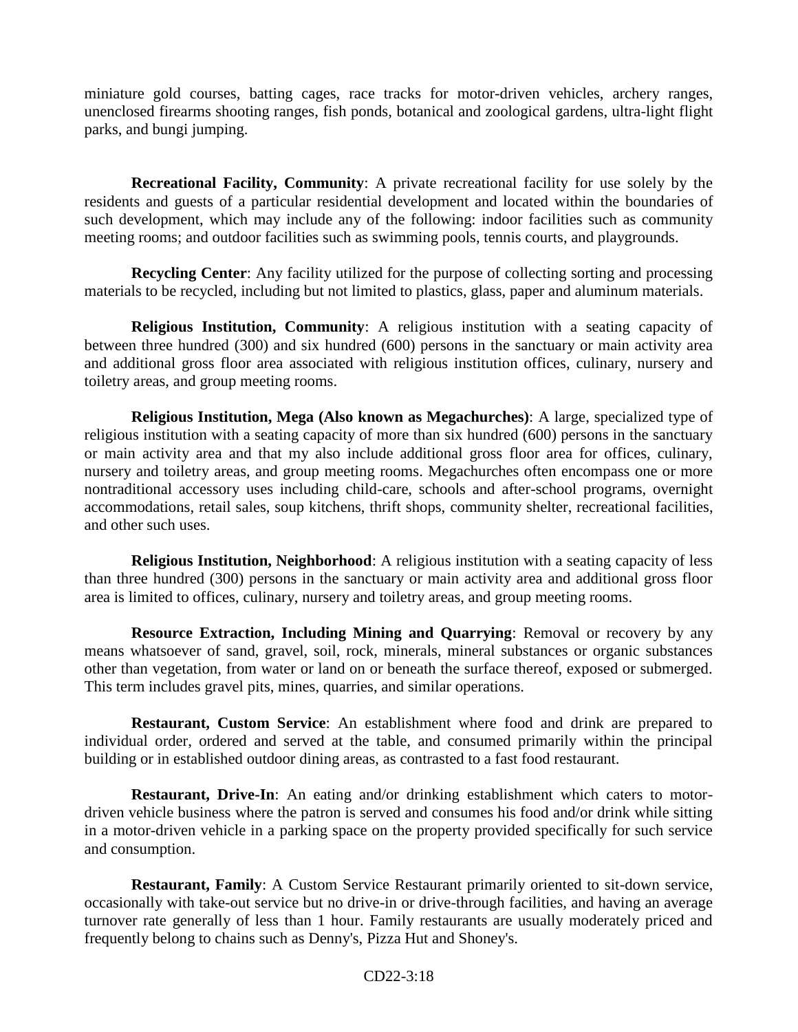miniature gold courses, batting cages, race tracks for motor-driven vehicles, archery ranges, unenclosed firearms shooting ranges, fish ponds, botanical and zoological gardens, ultra-light flight parks, and bungi jumping.

**Recreational Facility, Community**: A private recreational facility for use solely by the residents and guests of a particular residential development and located within the boundaries of such development, which may include any of the following: indoor facilities such as community meeting rooms; and outdoor facilities such as swimming pools, tennis courts, and playgrounds.

**Recycling Center**: Any facility utilized for the purpose of collecting sorting and processing materials to be recycled, including but not limited to plastics, glass, paper and aluminum materials.

**Religious Institution, Community**: A religious institution with a seating capacity of between three hundred (300) and six hundred (600) persons in the sanctuary or main activity area and additional gross floor area associated with religious institution offices, culinary, nursery and toiletry areas, and group meeting rooms.

**Religious Institution, Mega (Also known as Megachurches)**: A large, specialized type of religious institution with a seating capacity of more than six hundred (600) persons in the sanctuary or main activity area and that my also include additional gross floor area for offices, culinary, nursery and toiletry areas, and group meeting rooms. Megachurches often encompass one or more nontraditional accessory uses including child-care, schools and after-school programs, overnight accommodations, retail sales, soup kitchens, thrift shops, community shelter, recreational facilities, and other such uses.

**Religious Institution, Neighborhood**: A religious institution with a seating capacity of less than three hundred (300) persons in the sanctuary or main activity area and additional gross floor area is limited to offices, culinary, nursery and toiletry areas, and group meeting rooms.

**Resource Extraction, Including Mining and Quarrying**: Removal or recovery by any means whatsoever of sand, gravel, soil, rock, minerals, mineral substances or organic substances other than vegetation, from water or land on or beneath the surface thereof, exposed or submerged. This term includes gravel pits, mines, quarries, and similar operations.

**Restaurant, Custom Service**: An establishment where food and drink are prepared to individual order, ordered and served at the table, and consumed primarily within the principal building or in established outdoor dining areas, as contrasted to a fast food restaurant.

**Restaurant, Drive-In**: An eating and/or drinking establishment which caters to motor-driven vehicle business where the patron is served and consumes his food and/or drink while sitting in a motor-driven vehicle in a parking space on the property provided specifically for such service and consumption.

**Restaurant, Family**: A Custom Service Restaurant primarily oriented to sit-down service, occasionally with take-out service but no drive-in or drive-through facilities, and having an average turnover rate generally of less than 1 hour. Family restaurants are usually moderately priced and frequently belong to chains such as Denny's, Pizza Hut and Shoney's.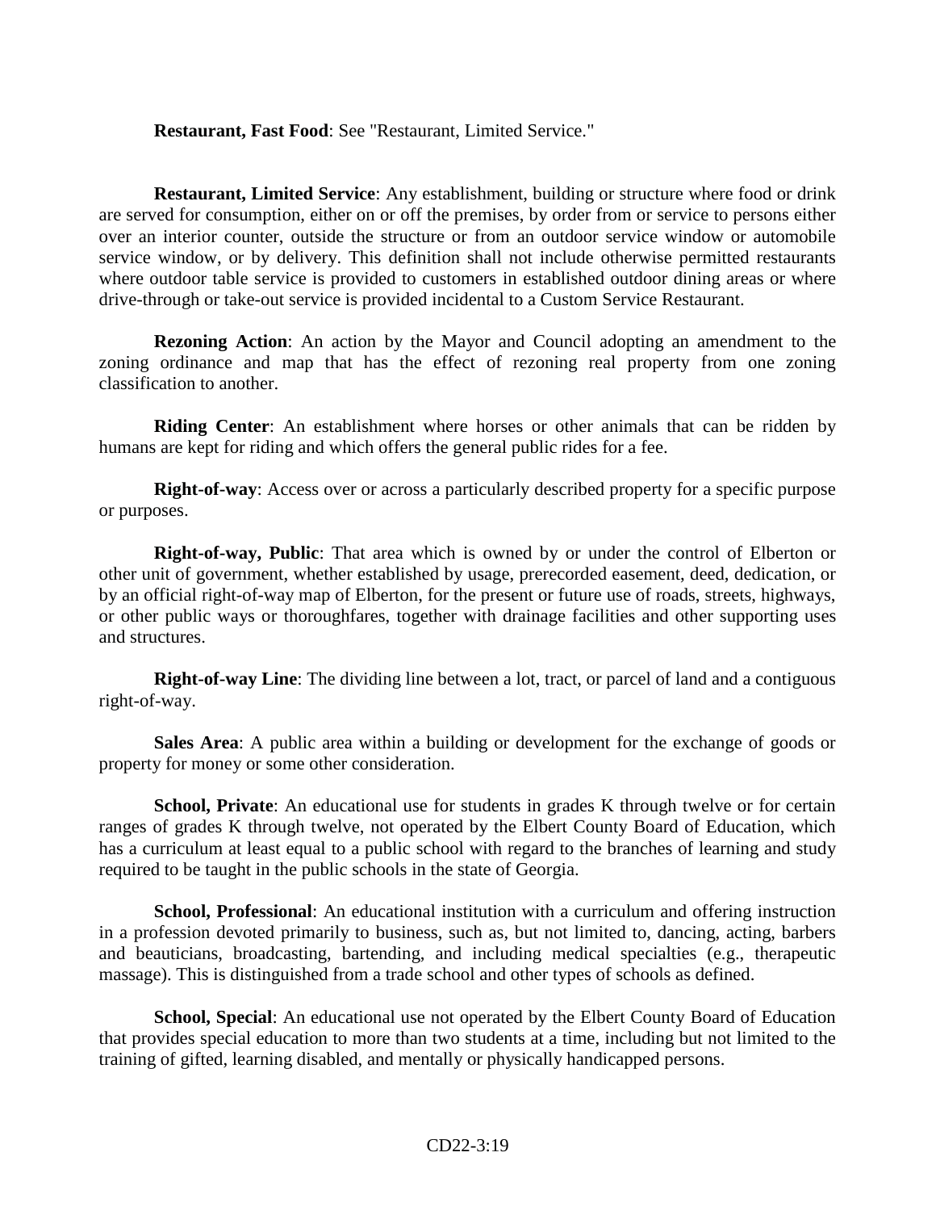**Restaurant, Fast Food**: See "Restaurant, Limited Service."

**Restaurant, Limited Service**: Any establishment, building or structure where food or drink are served for consumption, either on or off the premises, by order from or service to persons either over an interior counter, outside the structure or from an outdoor service window or automobile service window, or by delivery. This definition shall not include otherwise permitted restaurants where outdoor table service is provided to customers in established outdoor dining areas or where drive-through or take-out service is provided incidental to a Custom Service Restaurant.

**Rezoning Action**: An action by the Mayor and Council adopting an amendment to the zoning ordinance and map that has the effect of rezoning real property from one zoning classification to another.

**Riding Center**: An establishment where horses or other animals that can be ridden by humans are kept for riding and which offers the general public rides for a fee.

**Right-of-way**: Access over or across a particularly described property for a specific purpose or purposes.

**Right-of-way, Public**: That area which is owned by or under the control of Elberton or other unit of government, whether established by usage, prerecorded easement, deed, dedication, or by an official right-of-way map of Elberton, for the present or future use of roads, streets, highways, or other public ways or thoroughfares, together with drainage facilities and other supporting uses and structures.

**Right-of-way Line**: The dividing line between a lot, tract, or parcel of land and a contiguous right-of-way.

**Sales Area**: A public area within a building or development for the exchange of goods or property for money or some other consideration.

**School, Private**: An educational use for students in grades K through twelve or for certain ranges of grades K through twelve, not operated by the Elbert County Board of Education, which has a curriculum at least equal to a public school with regard to the branches of learning and study required to be taught in the public schools in the state of Georgia.

**School, Professional**: An educational institution with a curriculum and offering instruction in a profession devoted primarily to business, such as, but not limited to, dancing, acting, barbers and beauticians, broadcasting, bartending, and including medical specialties (e.g., therapeutic massage). This is distinguished from a trade school and other types of schools as defined.

**School, Special**: An educational use not operated by the Elbert County Board of Education that provides special education to more than two students at a time, including but not limited to the training of gifted, learning disabled, and mentally or physically handicapped persons.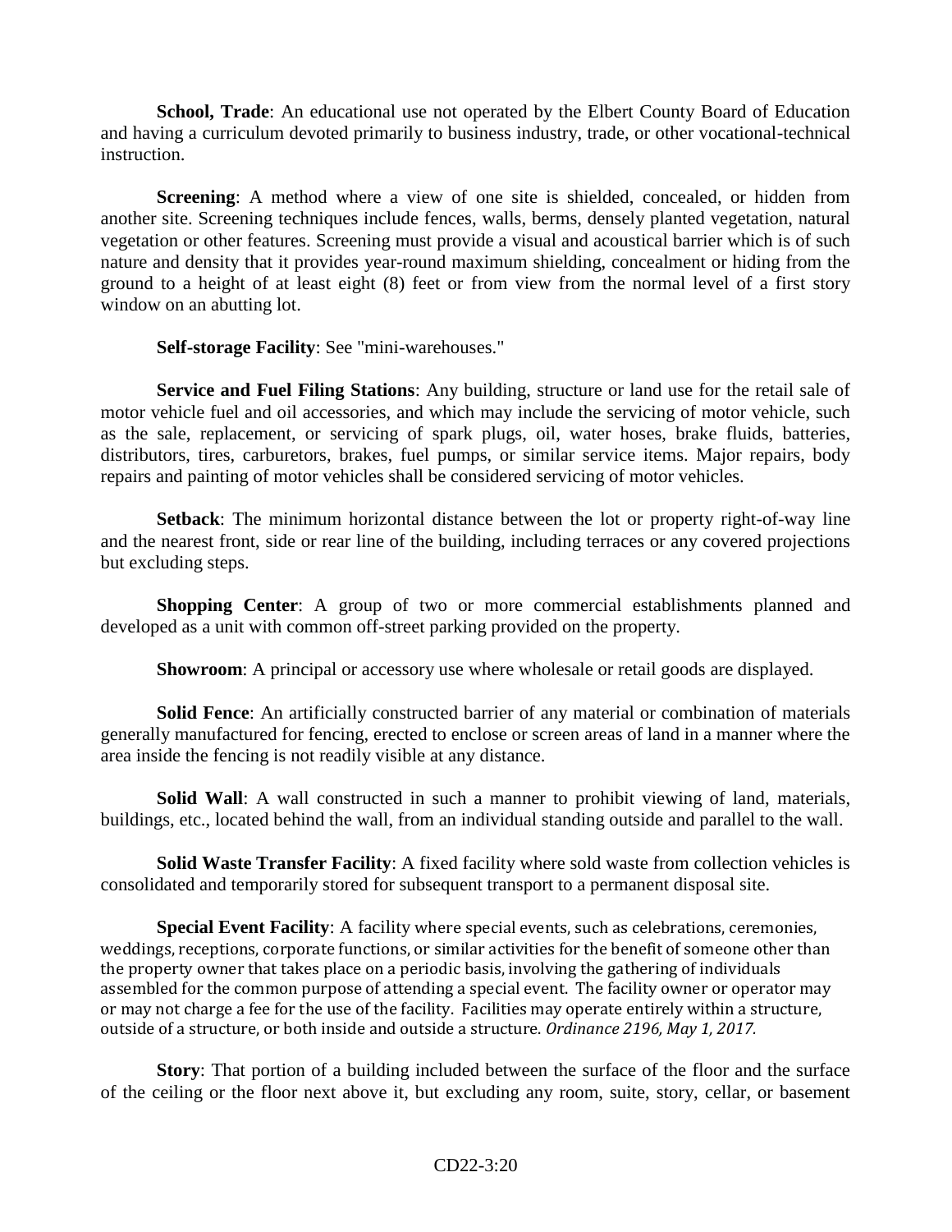**School, Trade**: An educational use not operated by the Elbert County Board of Education and having a curriculum devoted primarily to business industry, trade, or other vocational-technical instruction.

**Screening**: A method where a view of one site is shielded, concealed, or hidden from another site. Screening techniques include fences, walls, berms, densely planted vegetation, natural vegetation or other features. Screening must provide a visual and acoustical barrier which is of such nature and density that it provides year-round maximum shielding, concealment or hiding from the ground to a height of at least eight (8) feet or from view from the normal level of a first story window on an abutting lot.

**Self-storage Facility**: See "mini-warehouses."

**Service and Fuel Filing Stations**: Any building, structure or land use for the retail sale of motor vehicle fuel and oil accessories, and which may include the servicing of motor vehicle, such as the sale, replacement, or servicing of spark plugs, oil, water hoses, brake fluids, batteries, distributors, tires, carburetors, brakes, fuel pumps, or similar service items. Major repairs, body repairs and painting of motor vehicles shall be considered servicing of motor vehicles.

**Setback**: The minimum horizontal distance between the lot or property right-of-way line and the nearest front, side or rear line of the building, including terraces or any covered projections but excluding steps.

**Shopping Center**: A group of two or more commercial establishments planned and developed as a unit with common off-street parking provided on the property.

**Showroom**: A principal or accessory use where wholesale or retail goods are displayed.

**Solid Fence**: An artificially constructed barrier of any material or combination of materials generally manufactured for fencing, erected to enclose or screen areas of land in a manner where the area inside the fencing is not readily visible at any distance.

**Solid Wall**: A wall constructed in such a manner to prohibit viewing of land, materials, buildings, etc., located behind the wall, from an individual standing outside and parallel to the wall.

**Solid Waste Transfer Facility**: A fixed facility where sold waste from collection vehicles is consolidated and temporarily stored for subsequent transport to a permanent disposal site.

**Special Event Facility**: A facility where special events, such as celebrations, ceremonies, weddings, receptions, corporate functions, or similar activities for the benefit of someone other than the property owner that takes place on a periodic basis, involving the gathering of individuals assembled for the common purpose of attending a special event. The facility owner or operator may or may not charge a fee for the use of the facility. Facilities may operate entirely within a structure, outside of a structure, or both inside and outside a structure. *Ordinance 2196, May 1, 2017.*

**Story**: That portion of a building included between the surface of the floor and the surface of the ceiling or the floor next above it, but excluding any room, suite, story, cellar, or basement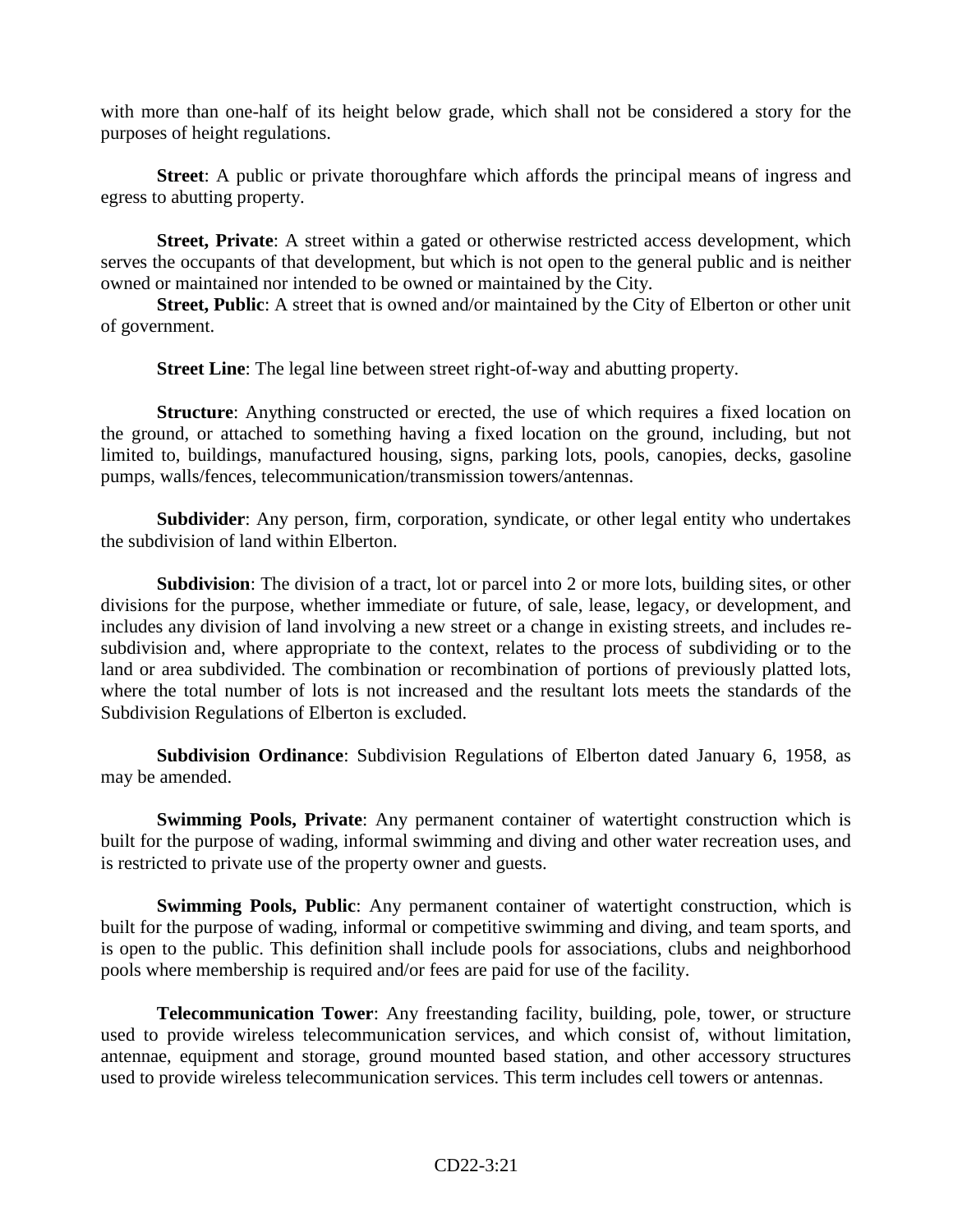with more than one-half of its height below grade, which shall not be considered a story for the purposes of height regulations.

**Street**: A public or private thoroughfare which affords the principal means of ingress and egress to abutting property.

**Street, Private**: A street within a gated or otherwise restricted access development, which serves the occupants of that development, but which is not open to the general public and is neither owned or maintained nor intended to be owned or maintained by the City.

**Street, Public**: A street that is owned and/or maintained by the City of Elberton or other unit of government.

**Street Line**: The legal line between street right-of-way and abutting property.

**Structure**: Anything constructed or erected, the use of which requires a fixed location on the ground, or attached to something having a fixed location on the ground, including, but not limited to, buildings, manufactured housing, signs, parking lots, pools, canopies, decks, gasoline pumps, walls/fences, telecommunication/transmission towers/antennas.

**Subdivider**: Any person, firm, corporation, syndicate, or other legal entity who undertakes the subdivision of land within Elberton.

**Subdivision**: The division of a tract, lot or parcel into 2 or more lots, building sites, or other divisions for the purpose, whether immediate or future, of sale, lease, legacy, or development, and includes any division of land involving a new street or a change in existing streets, and includes re-subdivision and, where appropriate to the context, relates to the process of subdividing or to the land or area subdivided. The combination or recombination of portions of previously platted lots, where the total number of lots is not increased and the resultant lots meets the standards of the Subdivision Regulations of Elberton is excluded.

**Subdivision Ordinance**: Subdivision Regulations of Elberton dated January 6, 1958, as may be amended.

**Swimming Pools, Private**: Any permanent container of watertight construction which is built for the purpose of wading, informal swimming and diving and other water recreation uses, and is restricted to private use of the property owner and guests.

**Swimming Pools, Public**: Any permanent container of watertight construction, which is built for the purpose of wading, informal or competitive swimming and diving, and team sports, and is open to the public. This definition shall include pools for associations, clubs and neighborhood pools where membership is required and/or fees are paid for use of the facility.

**Telecommunication Tower**: Any freestanding facility, building, pole, tower, or structure used to provide wireless telecommunication services, and which consist of, without limitation, antennae, equipment and storage, ground mounted based station, and other accessory structures used to provide wireless telecommunication services. This term includes cell towers or antennas.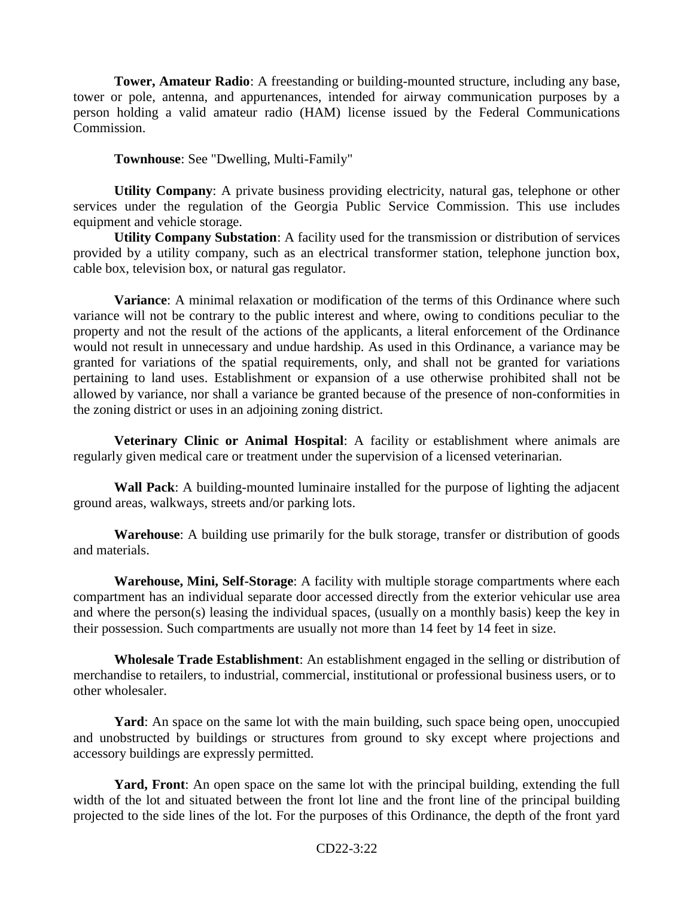**Tower, Amateur Radio**: A freestanding or building-mounted structure, including any base, tower or pole, antenna, and appurtenances, intended for airway communication purposes by a person holding a valid amateur radio (HAM) license issued by the Federal Communications Commission.

**Townhouse**: See "Dwelling, Multi-Family"

**Utility Company**: A private business providing electricity, natural gas, telephone or other services under the regulation of the Georgia Public Service Commission. This use includes equipment and vehicle storage.

**Utility Company Substation**: A facility used for the transmission or distribution of services provided by a utility company, such as an electrical transformer station, telephone junction box, cable box, television box, or natural gas regulator.

**Variance**: A minimal relaxation or modification of the terms of this Ordinance where such variance will not be contrary to the public interest and where, owing to conditions peculiar to the property and not the result of the actions of the applicants, a literal enforcement of the Ordinance would not result in unnecessary and undue hardship. As used in this Ordinance, a variance may be granted for variations of the spatial requirements, only, and shall not be granted for variations pertaining to land uses. Establishment or expansion of a use otherwise prohibited shall not be allowed by variance, nor shall a variance be granted because of the presence of non-conformities in the zoning district or uses in an adjoining zoning district.

**Veterinary Clinic or Animal Hospital**: A facility or establishment where animals are regularly given medical care or treatment under the supervision of a licensed veterinarian.

**Wall Pack**: A building-mounted luminaire installed for the purpose of lighting the adjacent ground areas, walkways, streets and/or parking lots.

**Warehouse**: A building use primarily for the bulk storage, transfer or distribution of goods and materials.

**Warehouse, Mini, Self-Storage**: A facility with multiple storage compartments where each compartment has an individual separate door accessed directly from the exterior vehicular use area and where the person(s) leasing the individual spaces, (usually on a monthly basis) keep the key in their possession. Such compartments are usually not more than 14 feet by 14 feet in size.

**Wholesale Trade Establishment**: An establishment engaged in the selling or distribution of merchandise to retailers, to industrial, commercial, institutional or professional business users, or to other wholesaler.

**Yard**: An space on the same lot with the main building, such space being open, unoccupied and unobstructed by buildings or structures from ground to sky except where projections and accessory buildings are expressly permitted.

**Yard, Front**: An open space on the same lot with the principal building, extending the full width of the lot and situated between the front lot line and the front line of the principal building projected to the side lines of the lot. For the purposes of this Ordinance, the depth of the front yard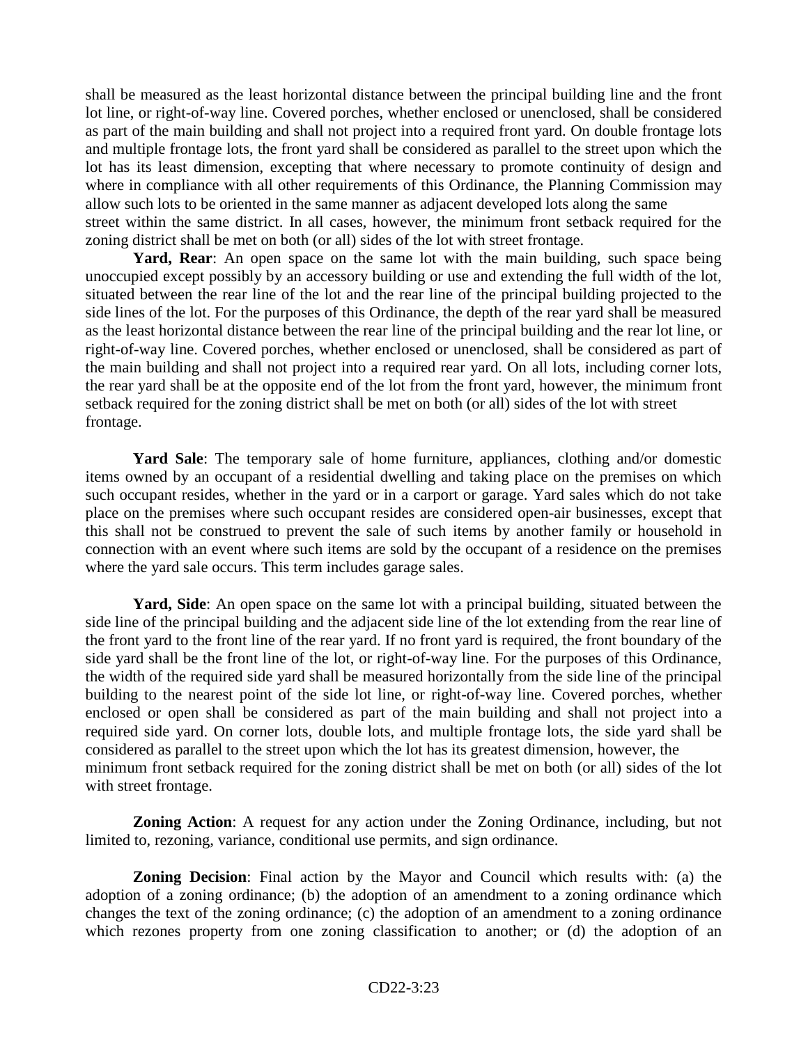shall be measured as the least horizontal distance between the principal building line and the front lot line, or right-of-way line. Covered porches, whether enclosed or unenclosed, shall be considered as part of the main building and shall not project into a required front yard. On double frontage lots and multiple frontage lots, the front yard shall be considered as parallel to the street upon which the lot has its least dimension, excepting that where necessary to promote continuity of design and where in compliance with all other requirements of this Ordinance, the Planning Commission may allow such lots to be oriented in the same manner as adjacent developed lots along the same street within the same district. In all cases, however, the minimum front setback required for the zoning district shall be met on both (or all) sides of the lot with street frontage.

**Yard, Rear**: An open space on the same lot with the main building, such space being unoccupied except possibly by an accessory building or use and extending the full width of the lot, situated between the rear line of the lot and the rear line of the principal building projected to the side lines of the lot. For the purposes of this Ordinance, the depth of the rear yard shall be measured as the least horizontal distance between the rear line of the principal building and the rear lot line, or right-of-way line. Covered porches, whether enclosed or unenclosed, shall be considered as part of the main building and shall not project into a required rear yard. On all lots, including corner lots, the rear yard shall be at the opposite end of the lot from the front yard, however, the minimum front setback required for the zoning district shall be met on both (or all) sides of the lot with street frontage.

**Yard Sale**: The temporary sale of home furniture, appliances, clothing and/or domestic items owned by an occupant of a residential dwelling and taking place on the premises on which such occupant resides, whether in the yard or in a carport or garage. Yard sales which do not take place on the premises where such occupant resides are considered open-air businesses, except that this shall not be construed to prevent the sale of such items by another family or household in connection with an event where such items are sold by the occupant of a residence on the premises where the yard sale occurs. This term includes garage sales.

**Yard, Side**: An open space on the same lot with a principal building, situated between the side line of the principal building and the adjacent side line of the lot extending from the rear line of the front yard to the front line of the rear yard. If no front yard is required, the front boundary of the side yard shall be the front line of the lot, or right-of-way line. For the purposes of this Ordinance, the width of the required side yard shall be measured horizontally from the side line of the principal building to the nearest point of the side lot line, or right-of-way line. Covered porches, whether enclosed or open shall be considered as part of the main building and shall not project into a required side yard. On corner lots, double lots, and multiple frontage lots, the side yard shall be considered as parallel to the street upon which the lot has its greatest dimension, however, the minimum front setback required for the zoning district shall be met on both (or all) sides of the lot with street frontage.

**Zoning Action**: A request for any action under the Zoning Ordinance, including, but not limited to, rezoning, variance, conditional use permits, and sign ordinance.

**Zoning Decision**: Final action by the Mayor and Council which results with: (a) the adoption of a zoning ordinance; (b) the adoption of an amendment to a zoning ordinance which changes the text of the zoning ordinance; (c) the adoption of an amendment to a zoning ordinance which rezones property from one zoning classification to another; or (d) the adoption of an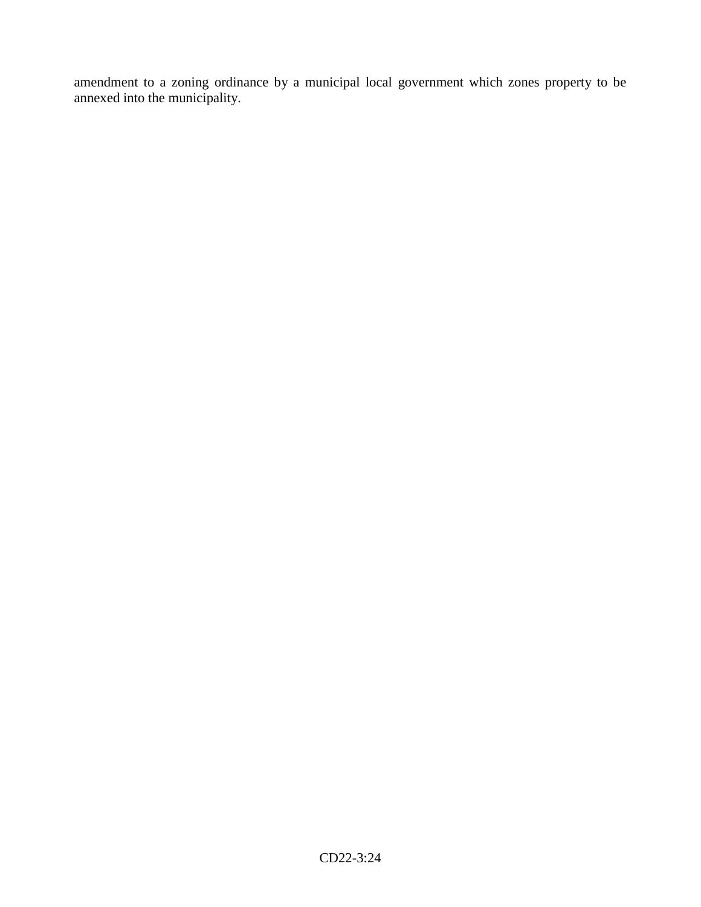amendment to a zoning ordinance by a municipal local government which zones property to be annexed into the municipality.